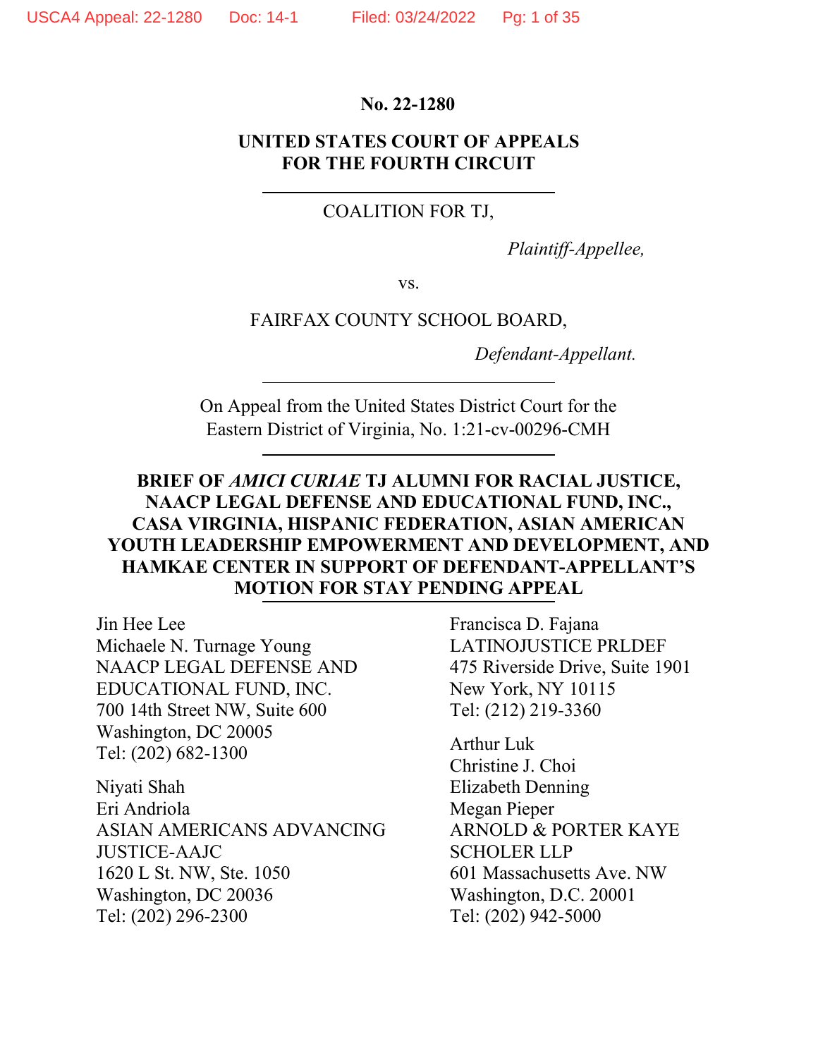**No. 22-1280**

**UNITED STATES COURT OF APPEALS**
**FOR THE FOURTH CIRCUIT**

---

COALITION FOR TJ,

*Plaintiff-Appellee,*

vs.

FAIRFAX COUNTY SCHOOL BOARD,

*Defendant-Appellant.*

---

On Appeal from the United States District Court for the Eastern District of Virginia, No. 1:21-cv-00296-CMH

---

**BRIEF OF *AMICI CURIAE* TJ ALUMNI FOR RACIAL JUSTICE, NAACP LEGAL DEFENSE AND EDUCATIONAL FUND, INC., CASA VIRGINIA, HISPANIC FEDERATION, ASIAN AMERICAN YOUTH LEADERSHIP EMPOWERMENT AND DEVELOPMENT, AND HAMKAE CENTER IN SUPPORT OF DEFENDANT-APPELLANT'S MOTION FOR STAY PENDING APPEAL**

---

Jin Hee Lee
Michaele N. Turnage Young
NAACP LEGAL DEFENSE AND EDUCATIONAL FUND, INC.
700 14th Street NW, Suite 600
Washington, DC 20005
Tel: (202) 682-1300

Niyati Shah
Eri Andriola
ASIAN AMERICANS ADVANCING JUSTICE-AAJC
1620 L St. NW, Ste. 1050
Washington, DC 20036
Tel: (202) 296-2300

Francisca D. Fajana
LATINOJUSTICE PRLDEF
475 Riverside Drive, Suite 1901
New York, NY 10115
Tel: (212) 219-3360

Arthur Luk
Christine J. Choi
Elizabeth Denning
Megan Pieper
ARNOLD & PORTER KAYE SCHOLER LLP
601 Massachusetts Ave. NW
Washington, D.C. 20001
Tel: (202) 942-5000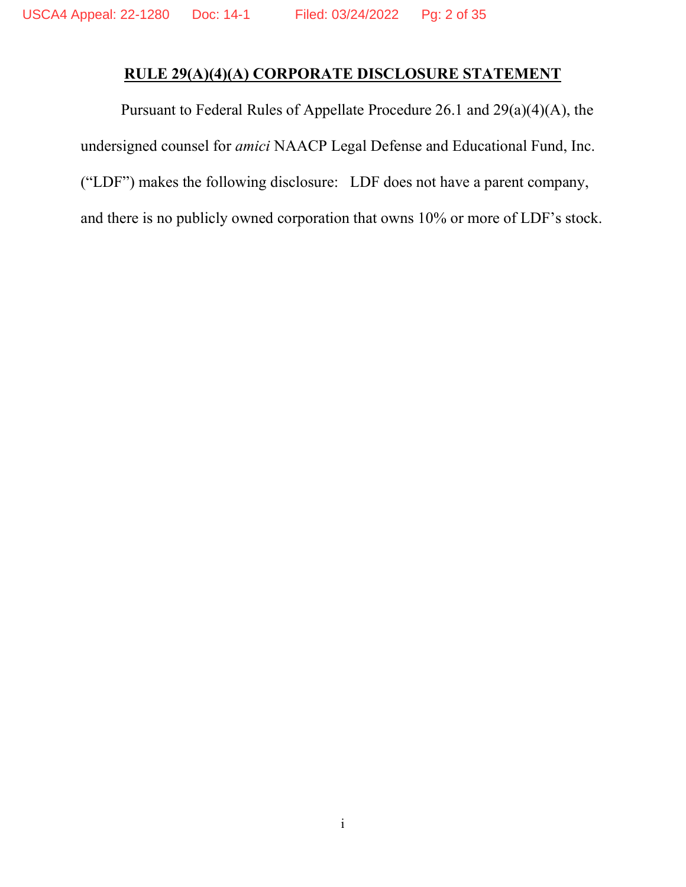## RULE 29(A)(4)(A) CORPORATE DISCLOSURE STATEMENT

Pursuant to Federal Rules of Appellate Procedure 26.1 and 29(a)(4)(A), the undersigned counsel for *amici* NAACP Legal Defense and Educational Fund, Inc. ("LDF") makes the following disclosure: LDF does not have a parent company, and there is no publicly owned corporation that owns 10% or more of LDF's stock.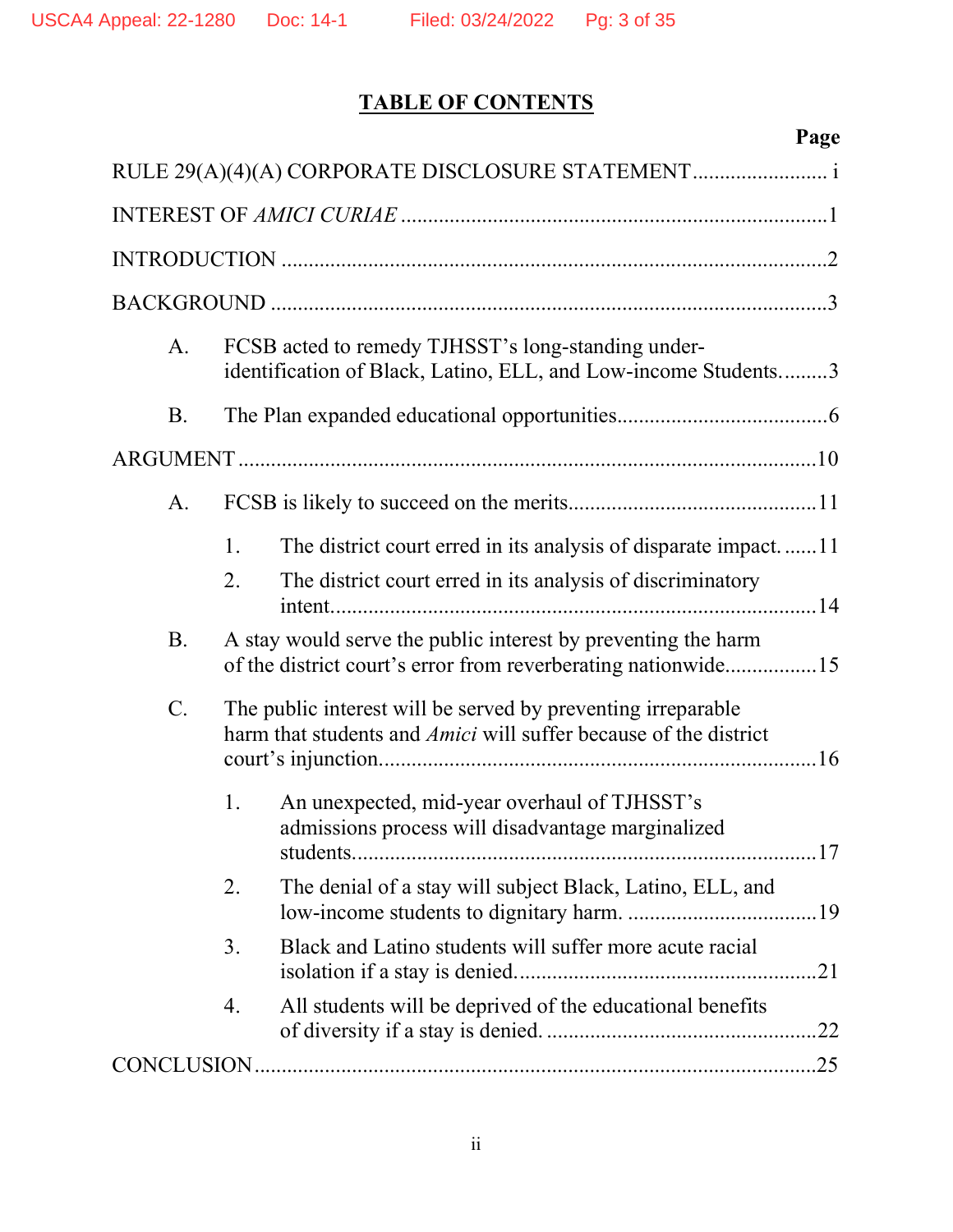# TABLE OF CONTENTS

**Page**

RULE 29(A)(4)(A) CORPORATE DISCLOSURE STATEMENT ........................ i

INTEREST OF *AMICI CURIAE* ........................................................................ 1

INTRODUCTION .............................................................................................. 2

BACKGROUND ................................................................................................ 3

- A. FCSB acted to remedy TJHSST's long-standing under-identification of Black, Latino, ELL, and Low-income Students......... 3
- B. The Plan expanded educational opportunities...................................... 6

ARGUMENT ...................................................................................................... 10

- A. FCSB is likely to succeed on the merits............................................. 11
  1. The district court erred in its analysis of disparate impact. ...... 11
  2. The district court erred in its analysis of discriminatory intent......................................................................................... 14
- B. A stay would serve the public interest by preventing the harm of the district court's error from reverberating nationwide................ 15
- C. The public interest will be served by preventing irreparable harm that students and *Amici* will suffer because of the district court's injunction............................................................................... 16
  1. An unexpected, mid-year overhaul of TJHSST's admissions process will disadvantage marginalized students.................................................................................... 17
  2. The denial of a stay will subject Black, Latino, ELL, and low-income students to dignitary harm. .................................. 19
  3. Black and Latino students will suffer more acute racial isolation if a stay is denied....................................................... 21
  4. All students will be deprived of the educational benefits of diversity if a stay is denied. ................................................. 22

CONCLUSION ................................................................................................... 25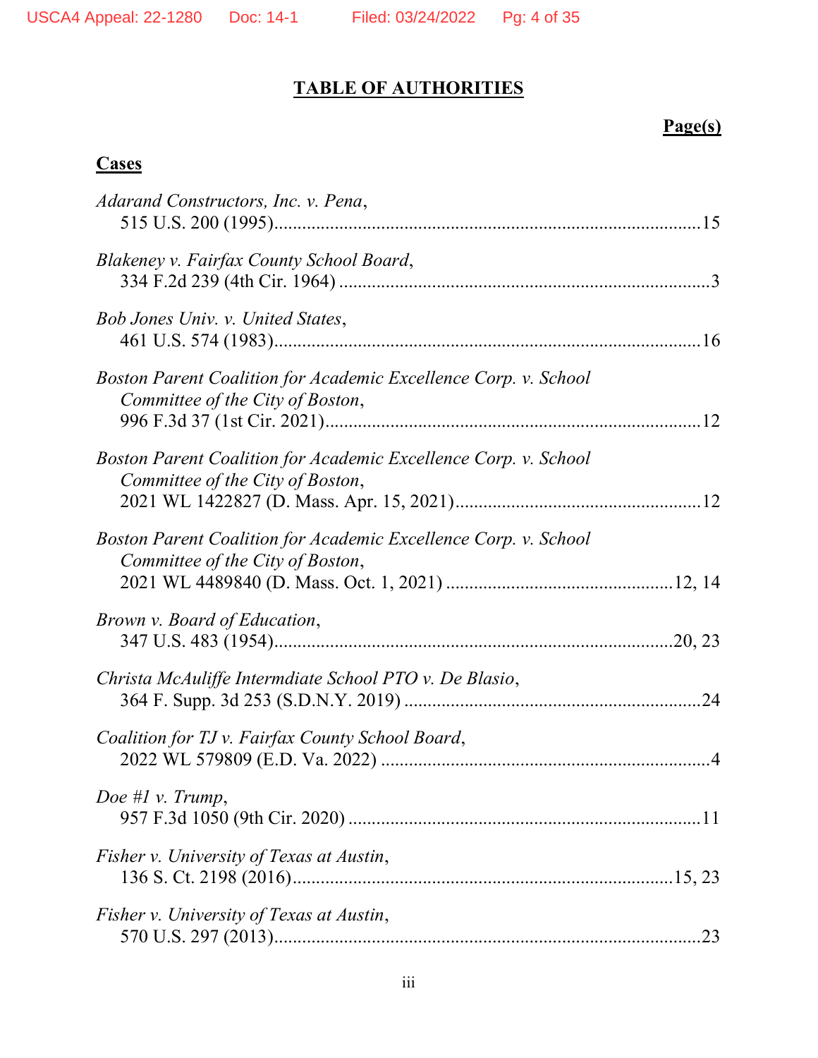# TABLE OF AUTHORITIES

**Page(s)**

## Cases

*Adarand Constructors, Inc. v. Pena*,
515 U.S. 200 (1995)..........................................................................................15

*Blakeney v. Fairfax County School Board*,
334 F.2d 239 (4th Cir. 1964) ...............................................................................3

*Bob Jones Univ. v. United States*,
461 U.S. 574 (1983)..........................................................................................16

*Boston Parent Coalition for Academic Excellence Corp. v. School Committee of the City of Boston*,
996 F.3d 37 (1st Cir. 2021)...............................................................................12

*Boston Parent Coalition for Academic Excellence Corp. v. School Committee of the City of Boston*,
2021 WL 1422827 (D. Mass. Apr. 15, 2021)....................................................12

*Boston Parent Coalition for Academic Excellence Corp. v. School Committee of the City of Boston*,
2021 WL 4489840 (D. Mass. Oct. 1, 2021) ................................................12, 14

*Brown v. Board of Education*,
347 U.S. 483 (1954)......................................................................................20, 23

*Christa McAuliffe Intermdiate School PTO v. De Blasio*,
364 F. Supp. 3d 253 (S.D.N.Y. 2019) ...............................................................24

*Coalition for TJ v. Fairfax County School Board*,
2022 WL 579809 (E.D. Va. 2022) .....................................................................4

*Doe #1 v. Trump*,
957 F.3d 1050 (9th Cir. 2020) ..........................................................................11

*Fisher v. University of Texas at Austin*,
136 S. Ct. 2198 (2016)...................................................................................15, 23

*Fisher v. University of Texas at Austin*,
570 U.S. 297 (2013)..........................................................................................23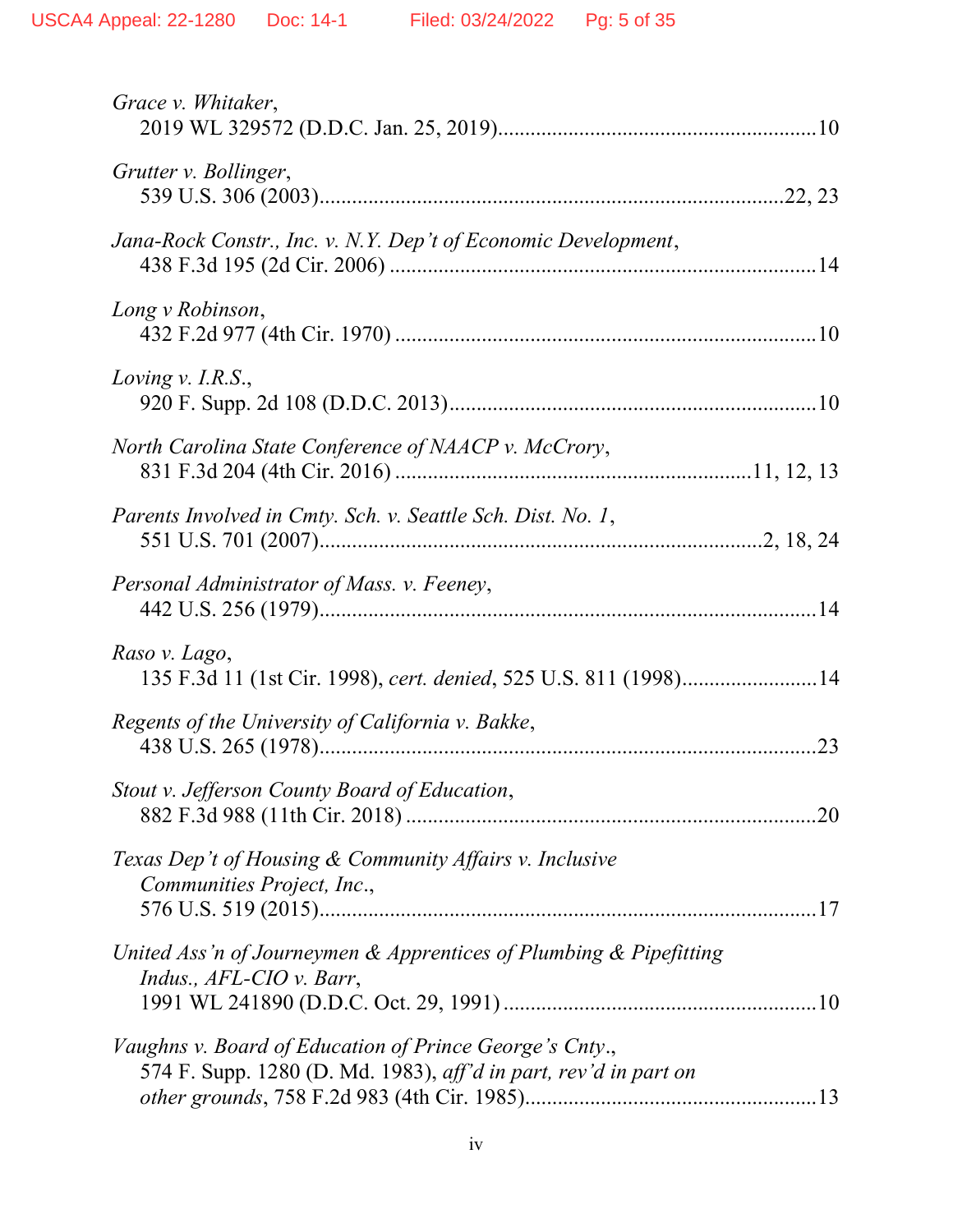*Grace v. Whitaker*,
2019 WL 329572 (D.D.C. Jan. 25, 2019) .......................................................... 10

*Grutter v. Bollinger*,
539 U.S. 306 (2003) .................................................................................. 22, 23

*Jana-Rock Constr., Inc. v. N.Y. Dep't of Economic Development*,
438 F.3d 195 (2d Cir. 2006) ............................................................................ 14

*Long v Robinson*,
432 F.2d 977 (4th Cir. 1970) ........................................................................... 10

*Loving v. I.R.S.*,
920 F. Supp. 2d 108 (D.D.C. 2013) .................................................................. 10

*North Carolina State Conference of NAACP v. McCrory*,
831 F.3d 204 (4th Cir. 2016) ............................................................... 11, 12, 13

*Parents Involved in Cmty. Sch. v. Seattle Sch. Dist. No. 1*,
551 U.S. 701 (2007) .............................................................................. 2, 18, 24

*Personal Administrator of Mass. v. Feeney*,
442 U.S. 256 (1979) ......................................................................................... 14

*Raso v. Lago*,
135 F.3d 11 (1st Cir. 1998), *cert. denied*, 525 U.S. 811 (1998) ....................... 14

*Regents of the University of California v. Bakke*,
438 U.S. 265 (1978) ......................................................................................... 23

*Stout v. Jefferson County Board of Education*,
882 F.3d 988 (11th Cir. 2018) .......................................................................... 20

*Texas Dep't of Housing & Community Affairs v. Inclusive Communities Project, Inc.*,
576 U.S. 519 (2015) ......................................................................................... 17

*United Ass'n of Journeymen & Apprentices of Plumbing & Pipefitting Indus., AFL-CIO v. Barr*,
1991 WL 241890 (D.D.C. Oct. 29, 1991) ......................................................... 10

*Vaughns v. Board of Education of Prince George's Cnty.*,
574 F. Supp. 1280 (D. Md. 1983), *aff'd in part, rev'd in part on other grounds*, 758 F.2d 983 (4th Cir. 1985) ..................................................... 13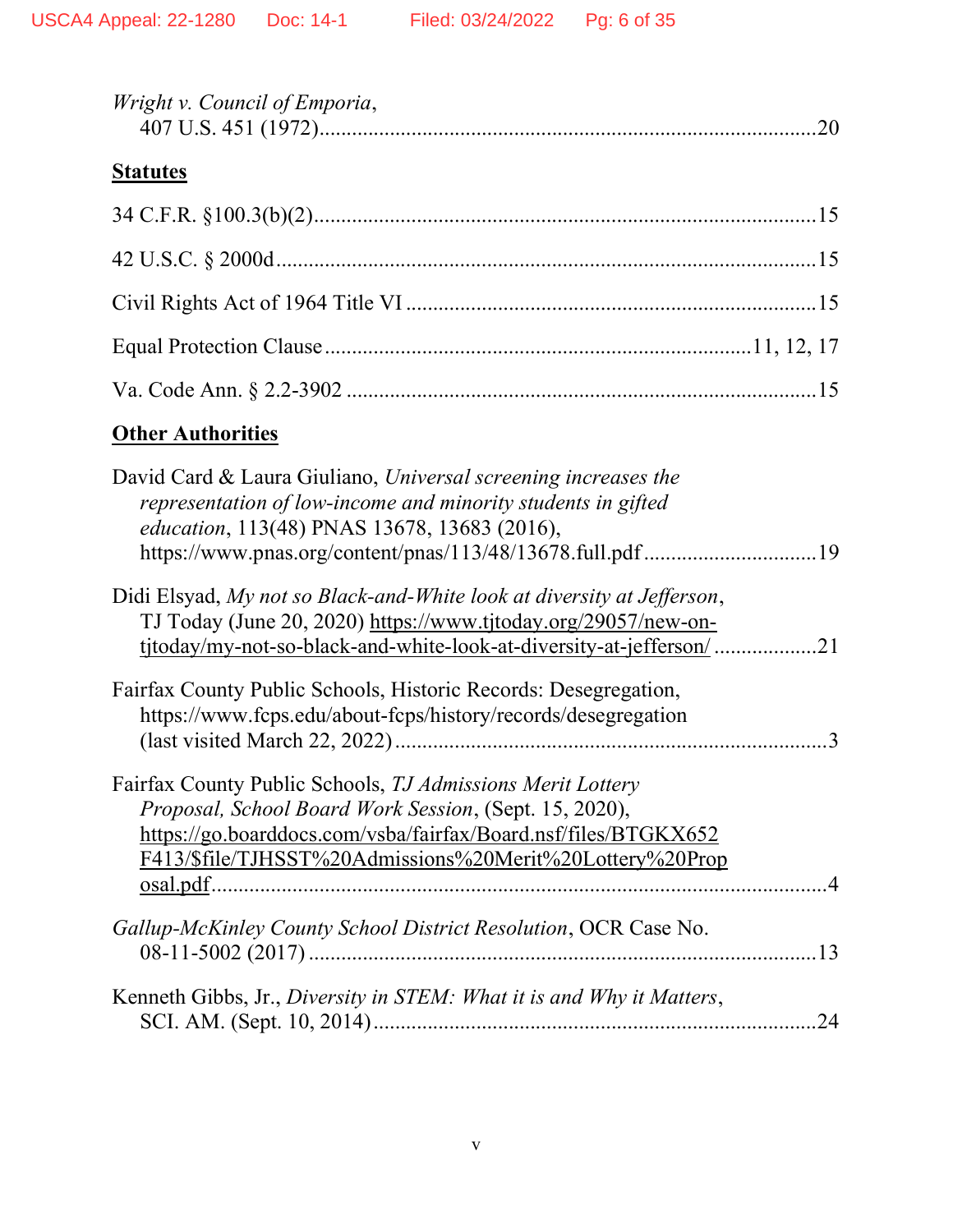*Wright v. Council of Emporia*,
407 U.S. 451 (1972)..........................................................................................20

**Statutes**

34 C.F.R. §100.3(b)(2)..........................................................................................15

42 U.S.C. § 2000d..................................................................................................15

Civil Rights Act of 1964 Title VI ..........................................................................15

Equal Protection Clause.............................................................................11, 12, 17

Va. Code Ann. § 2.2-3902 .....................................................................................15

**Other Authorities**

David Card & Laura Giuliano, *Universal screening increases the representation of low-income and minority students in gifted education*, 113(48) PNAS 13678, 13683 (2016), https://www.pnas.org/content/pnas/113/48/13678.full.pdf...............................19

Didi Elsyad, *My not so Black-and-White look at diversity at Jefferson*, TJ Today (June 20, 2020) https://www.tjtoday.org/29057/new-on-tjtoday/my-not-so-black-and-white-look-at-diversity-at-jefferson/ ..................21

Fairfax County Public Schools, Historic Records: Desegregation, https://www.fcps.edu/about-fcps/history/records/desegregation (last visited March 22, 2022)...............................................................................3

Fairfax County Public Schools, *TJ Admissions Merit Lottery Proposal, School Board Work Session*, (Sept. 15, 2020), https://go.boarddocs.com/vsba/fairfax/Board.nsf/files/BTGKX652F413/$file/TJHSST%20Admissions%20Merit%20Lottery%20Proposal.pdf.......................................................................................................4

*Gallup-McKinley County School District Resolution*, OCR Case No. 08-11-5002 (2017) ...........................................................................................13

Kenneth Gibbs, Jr., *Diversity in STEM: What it is and Why it Matters*, SCI. AM. (Sept. 10, 2014).................................................................................24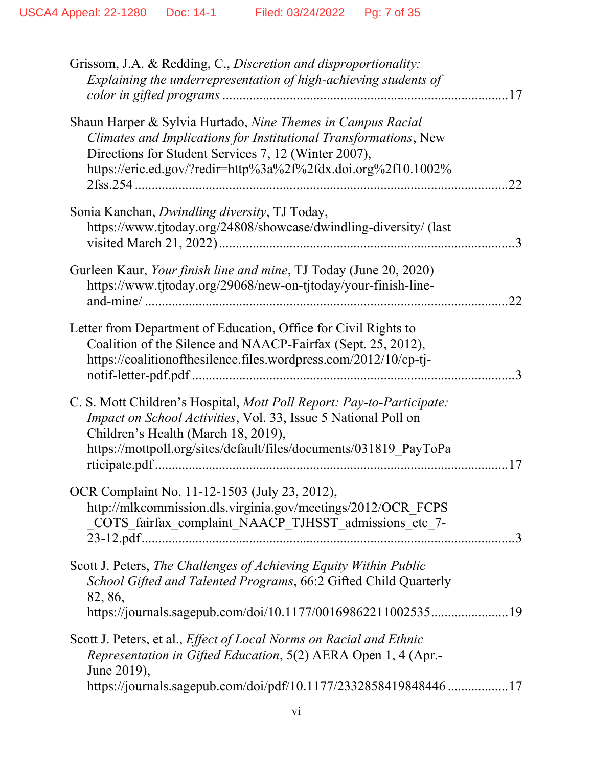Grissom, J.A. & Redding, C., *Discretion and disproportionality: Explaining the underrepresentation of high-achieving students of color in gifted programs* .......................................................................................17

Shaun Harper & Sylvia Hurtado, *Nine Themes in Campus Racial Climates and Implications for Institutional Transformations*, New Directions for Student Services 7, 12 (Winter 2007), https://eric.ed.gov/?redir=http%3a%2f%2fdx.doi.org%2f10.1002%2fss.254 .......................................................................................22

Sonia Kanchan, *Dwindling diversity*, TJ Today, https://www.tjtoday.org/24808/showcase/dwindling-diversity/ (last visited March 21, 2022) .......................................................................................3

Gurleen Kaur, *Your finish line and mine*, TJ Today (June 20, 2020) https://www.tjtoday.org/29068/new-on-tjtoday/your-finish-line-and-mine/ .......................................................................................22

Letter from Department of Education, Office for Civil Rights to Coalition of the Silence and NAACP-Fairfax (Sept. 25, 2012), https://coalitionofthesilence.files.wordpress.com/2012/10/cp-tj-notif-letter-pdf.pdf .......................................................................................3

C. S. Mott Children's Hospital, *Mott Poll Report: Pay-to-Participate: Impact on School Activities*, Vol. 33, Issue 5 National Poll on Children's Health (March 18, 2019), https://mottpoll.org/sites/default/files/documents/031819_PayToParticipate.pdf .......................................................................................17

OCR Complaint No. 11-12-1503 (July 23, 2012), http://mlkcommission.dls.virginia.gov/meetings/2012/OCR_FCPS_COTS_fairfax_complaint_NAACP_TJHSST_admissions_etc_7-23-12.pdf .......................................................................................3

Scott J. Peters, *The Challenges of Achieving Equity Within Public School Gifted and Talented Programs*, 66:2 Gifted Child Quarterly 82, 86, https://journals.sagepub.com/doi/10.1177/00169862211002535.......................19

Scott J. Peters, et al., *Effect of Local Norms on Racial and Ethnic Representation in Gifted Education*, 5(2) AERA Open 1, 4 (Apr.-June 2019), https://journals.sagepub.com/doi/pdf/10.1177/2332858419848446 ..................17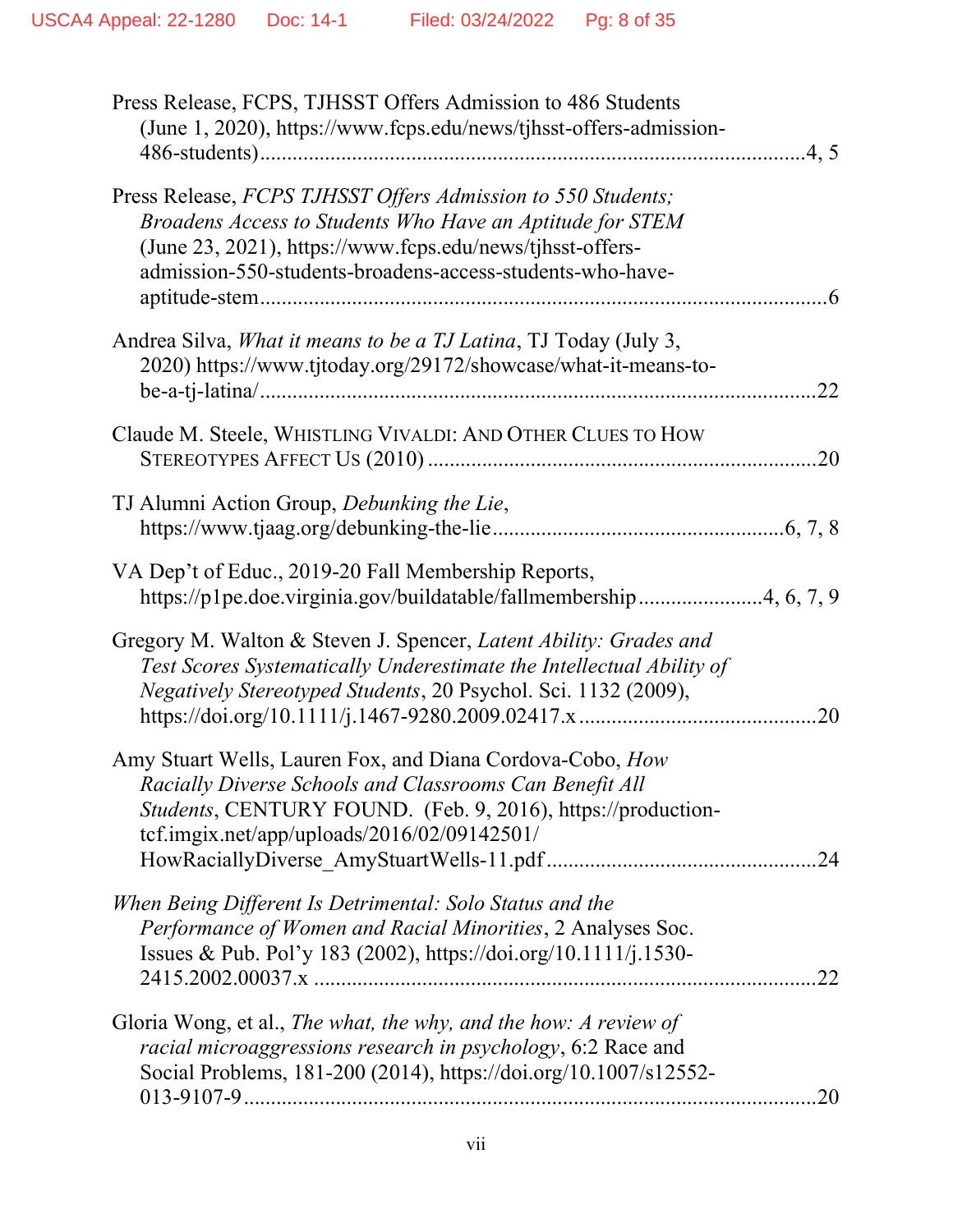Press Release, FCPS, TJHSST Offers Admission to 486 Students (June 1, 2020), https://www.fcps.edu/news/tjhsst-offers-admission-486-students) ....................................................................................................4, 5

Press Release, *FCPS TJHSST Offers Admission to 550 Students; Broadens Access to Students Who Have an Aptitude for STEM* (June 23, 2021), https://www.fcps.edu/news/tjhsst-offers-admission-550-students-broadens-access-students-who-have-aptitude-stem ..........................................................................................................6

Andrea Silva, *What it means to be a TJ Latina*, TJ Today (July 3, 2020) https://www.tjtoday.org/29172/showcase/what-it-means-to-be-a-tj-latina/ ..........................................................................................................22

Claude M. Steele, WHISTLING VIVALDI: AND OTHER CLUES TO HOW STEREOTYPES AFFECT US (2010) ..........................................................................20

TJ Alumni Action Group, *Debunking the Lie*, https://www.tjaag.org/debunking-the-lie ......................................................6, 7, 8

VA Dep't of Educ., 2019-20 Fall Membership Reports, https://p1pe.doe.virginia.gov/buildatable/fallmembership ......................4, 6, 7, 9

Gregory M. Walton & Steven J. Spencer, *Latent Ability: Grades and Test Scores Systematically Underestimate the Intellectual Ability of Negatively Stereotyped Students*, 20 Psychol. Sci. 1132 (2009), https://doi.org/10.1111/j.1467-9280.2009.02417.x ...........................................20

Amy Stuart Wells, Lauren Fox, and Diana Cordova-Cobo, *How Racially Diverse Schools and Classrooms Can Benefit All Students*, CENTURY FOUND. (Feb. 9, 2016), https://production-tcf.imgix.net/app/uploads/2016/02/09142501/HowRaciallyDiverse_AmyStuartWells-11.pdf .................................................24

*When Being Different Is Detrimental: Solo Status and the Performance of Women and Racial Minorities*, 2 Analyses Soc. Issues & Pub. Pol'y 183 (2002), https://doi.org/10.1111/j.1530-2415.2002.00037.x ..........................................................................................22

Gloria Wong, et al., *The what, the why, and the how: A review of racial microaggressions research in psychology*, 6:2 Race and Social Problems, 181-200 (2014), https://doi.org/10.1007/s12552-013-9107-9 ..........................................................................................................20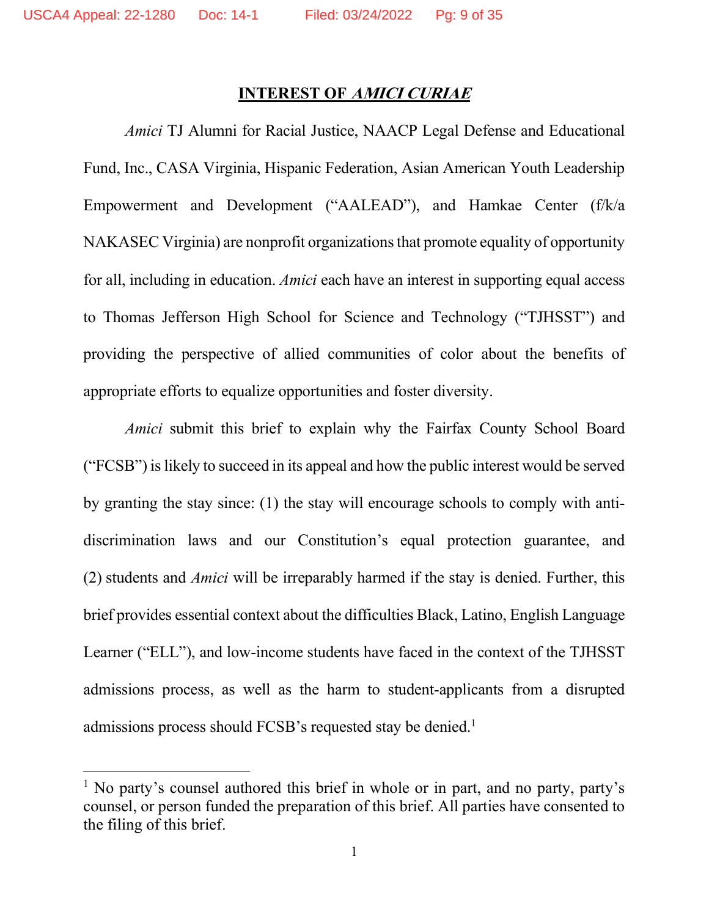## INTEREST OF *AMICI CURIAE*

*Amici* TJ Alumni for Racial Justice, NAACP Legal Defense and Educational Fund, Inc., CASA Virginia, Hispanic Federation, Asian American Youth Leadership Empowerment and Development ("AALEAD"), and Hamkae Center (f/k/a NAKASEC Virginia) are nonprofit organizations that promote equality of opportunity for all, including in education. *Amici* each have an interest in supporting equal access to Thomas Jefferson High School for Science and Technology ("TJHSST") and providing the perspective of allied communities of color about the benefits of appropriate efforts to equalize opportunities and foster diversity.

*Amici* submit this brief to explain why the Fairfax County School Board ("FCSB") is likely to succeed in its appeal and how the public interest would be served by granting the stay since: (1) the stay will encourage schools to comply with anti-discrimination laws and our Constitution's equal protection guarantee, and (2) students and *Amici* will be irreparably harmed if the stay is denied. Further, this brief provides essential context about the difficulties Black, Latino, English Language Learner ("ELL"), and low-income students have faced in the context of the TJHSST admissions process, as well as the harm to student-applicants from a disrupted admissions process should FCSB's requested stay be denied.[1]

---

[1] No party's counsel authored this brief in whole or in part, and no party, party's counsel, or person funded the preparation of this brief. All parties have consented to the filing of this brief.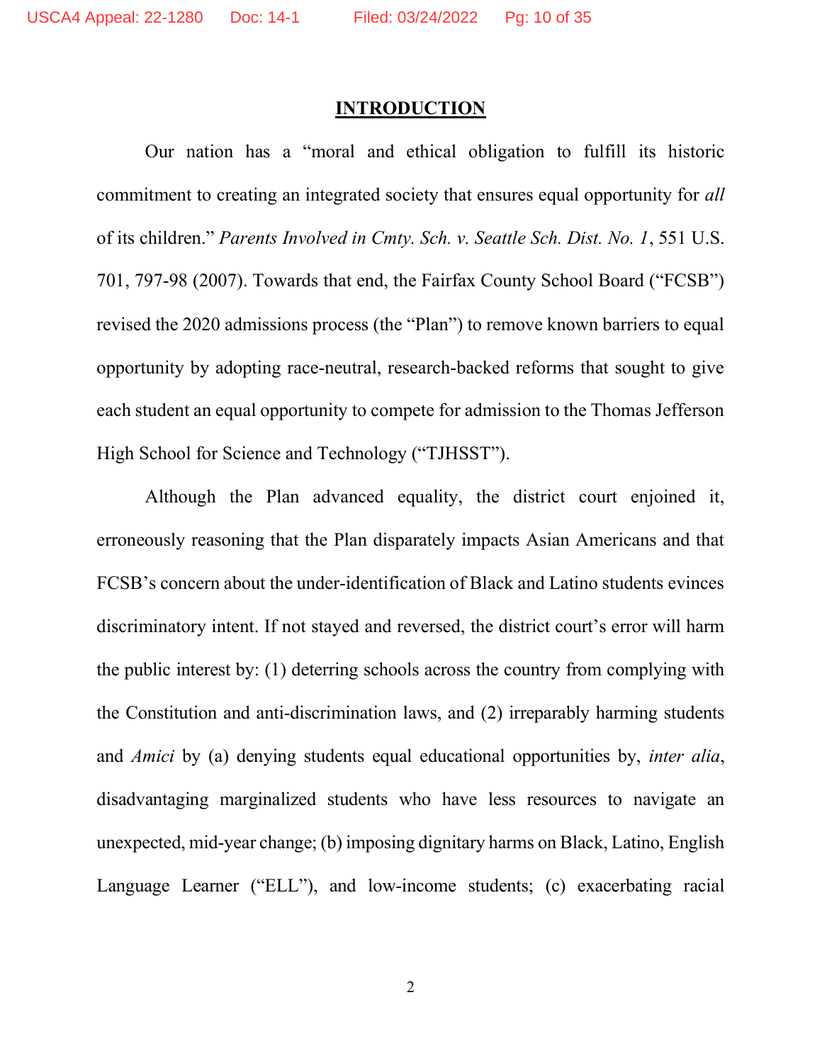## INTRODUCTION

Our nation has a "moral and ethical obligation to fulfill its historic commitment to creating an integrated society that ensures equal opportunity for *all* of its children." *Parents Involved in Cmty. Sch. v. Seattle Sch. Dist. No. 1*, 551 U.S. 701, 797-98 (2007). Towards that end, the Fairfax County School Board ("FCSB") revised the 2020 admissions process (the "Plan") to remove known barriers to equal opportunity by adopting race-neutral, research-backed reforms that sought to give each student an equal opportunity to compete for admission to the Thomas Jefferson High School for Science and Technology ("TJHSST").

Although the Plan advanced equality, the district court enjoined it, erroneously reasoning that the Plan disparately impacts Asian Americans and that FCSB's concern about the under-identification of Black and Latino students evinces discriminatory intent. If not stayed and reversed, the district court's error will harm the public interest by: (1) deterring schools across the country from complying with the Constitution and anti-discrimination laws, and (2) irreparably harming students and *Amici* by (a) denying students equal educational opportunities by, *inter alia*, disadvantaging marginalized students who have less resources to navigate an unexpected, mid-year change; (b) imposing dignitary harms on Black, Latino, English Language Learner ("ELL"), and low-income students; (c) exacerbating racial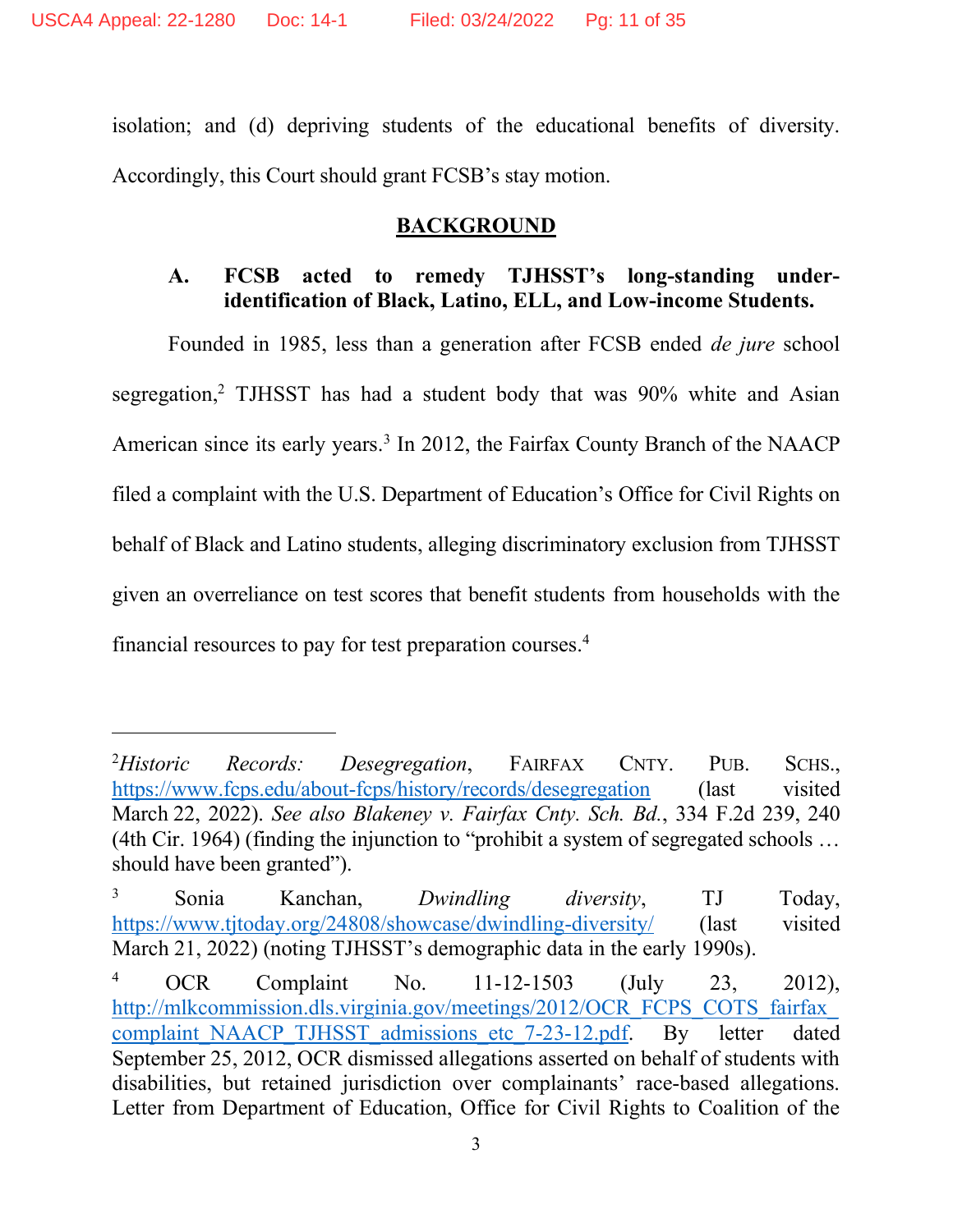isolation; and (d) depriving students of the educational benefits of diversity. Accordingly, this Court should grant FCSB's stay motion.

## BACKGROUND

### A. FCSB acted to remedy TJHSST's long-standing under-identification of Black, Latino, ELL, and Low-income Students.

Founded in 1985, less than a generation after FCSB ended *de jure* school segregation,[2] TJHSST has had a student body that was 90% white and Asian American since its early years.[3] In 2012, the Fairfax County Branch of the NAACP filed a complaint with the U.S. Department of Education's Office for Civil Rights on behalf of Black and Latino students, alleging discriminatory exclusion from TJHSST given an overreliance on test scores that benefit students from households with the financial resources to pay for test preparation courses.[4]

---

[2] *Historic Records: Desegregation*, FAIRFAX CNTY. PUB. SCHS., https://www.fcps.edu/about-fcps/history/records/desegregation (last visited March 22, 2022). *See also Blakeney v. Fairfax Cnty. Sch. Bd.*, 334 F.2d 239, 240 (4th Cir. 1964) (finding the injunction to "prohibit a system of segregated schools … should have been granted").

[3] Sonia Kanchan, *Dwindling diversity*, TJ Today, https://www.tjtoday.org/24808/showcase/dwindling-diversity/ (last visited March 21, 2022) (noting TJHSST's demographic data in the early 1990s).

[4] OCR Complaint No. 11-12-1503 (July 23, 2012), http://mlkcommission.dls.virginia.gov/meetings/2012/OCR_FCPS_COTS_fairfax_complaint_NAACP_TJHSST_admissions_etc_7-23-12.pdf. By letter dated September 25, 2012, OCR dismissed allegations asserted on behalf of students with disabilities, but retained jurisdiction over complainants' race-based allegations. Letter from Department of Education, Office for Civil Rights to Coalition of the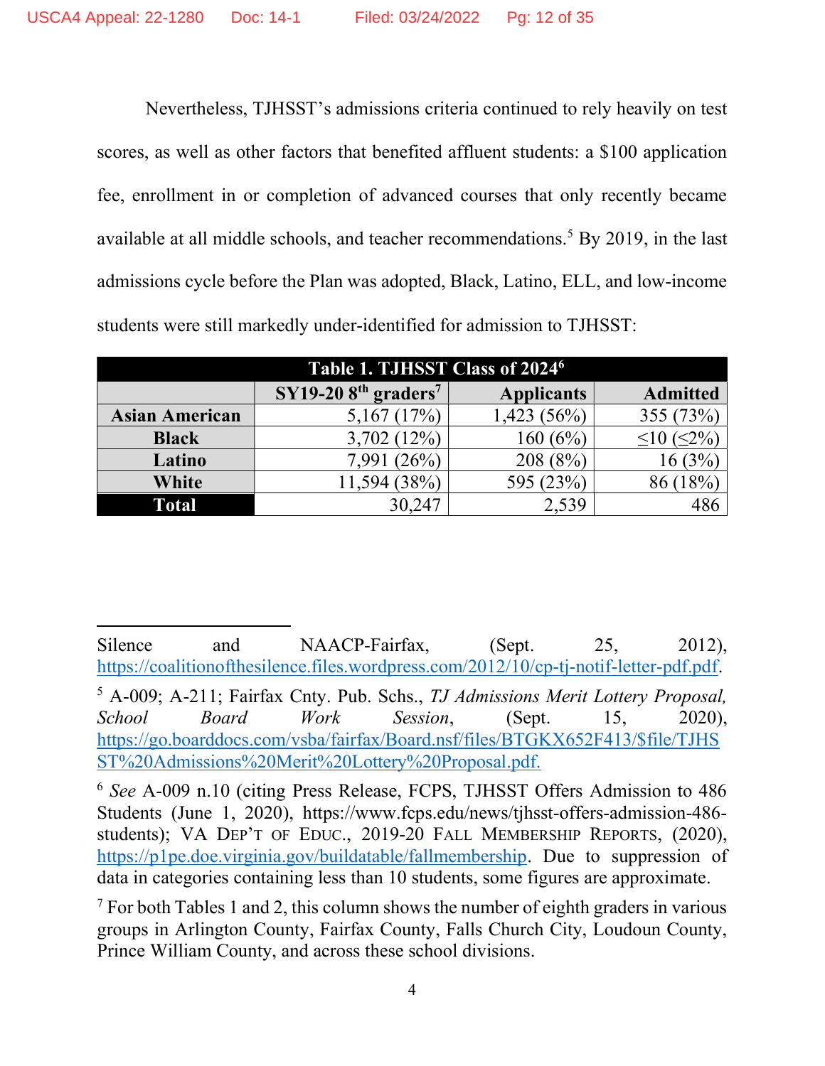Nevertheless, TJHSST's admissions criteria continued to rely heavily on test scores, as well as other factors that benefited affluent students: a $100 application fee, enrollment in or completion of advanced courses that only recently became available at all middle schools, and teacher recommendations.[5] By 2019, in the last admissions cycle before the Plan was adopted, Black, Latino, ELL, and low-income students were still markedly under-identified for admission to TJHSST:

**Table 1. TJHSST Class of 2024**[6]

| | SY19-20 8th graders[7] | Applicants | Admitted |
|---|---|---|---|
| **Asian American** | 5,167 (17%) | 1,423 (56%) | 355 (73%) |
| **Black** | 3,702 (12%) | 160 (6%) | ≤10 (≤2%) |
| **Latino** | 7,991 (26%) | 208 (8%) | 16 (3%) |
| **White** | 11,594 (38%) | 595 (23%) | 86 (18%) |
| **Total** | 30,247 | 2,539 | 486 |

---

Silence and NAACP-Fairfax, (Sept. 25, 2012), https://coalitionofthesilence.files.wordpress.com/2012/10/cp-tj-notif-letter-pdf.pdf.

[5] A-009; A-211; Fairfax Cnty. Pub. Schs., *TJ Admissions Merit Lottery Proposal, School Board Work Session*, (Sept. 15, 2020), https://go.boarddocs.com/vsba/fairfax/Board.nsf/files/BTGKX652F413/$file/TJHSST%20Admissions%20Merit%20Lottery%20Proposal.pdf.

[6] *See* A-009 n.10 (citing Press Release, FCPS, TJHSST Offers Admission to 486 Students (June 1, 2020), https://www.fcps.edu/news/tjhsst-offers-admission-486-students); VA DEP'T OF EDUC., 2019-20 FALL MEMBERSHIP REPORTS, (2020), https://p1pe.doe.virginia.gov/buildatable/fallmembership. Due to suppression of data in categories containing less than 10 students, some figures are approximate.

[7] For both Tables 1 and 2, this column shows the number of eighth graders in various groups in Arlington County, Fairfax County, Falls Church City, Loudoun County, Prince William County, and across these school divisions.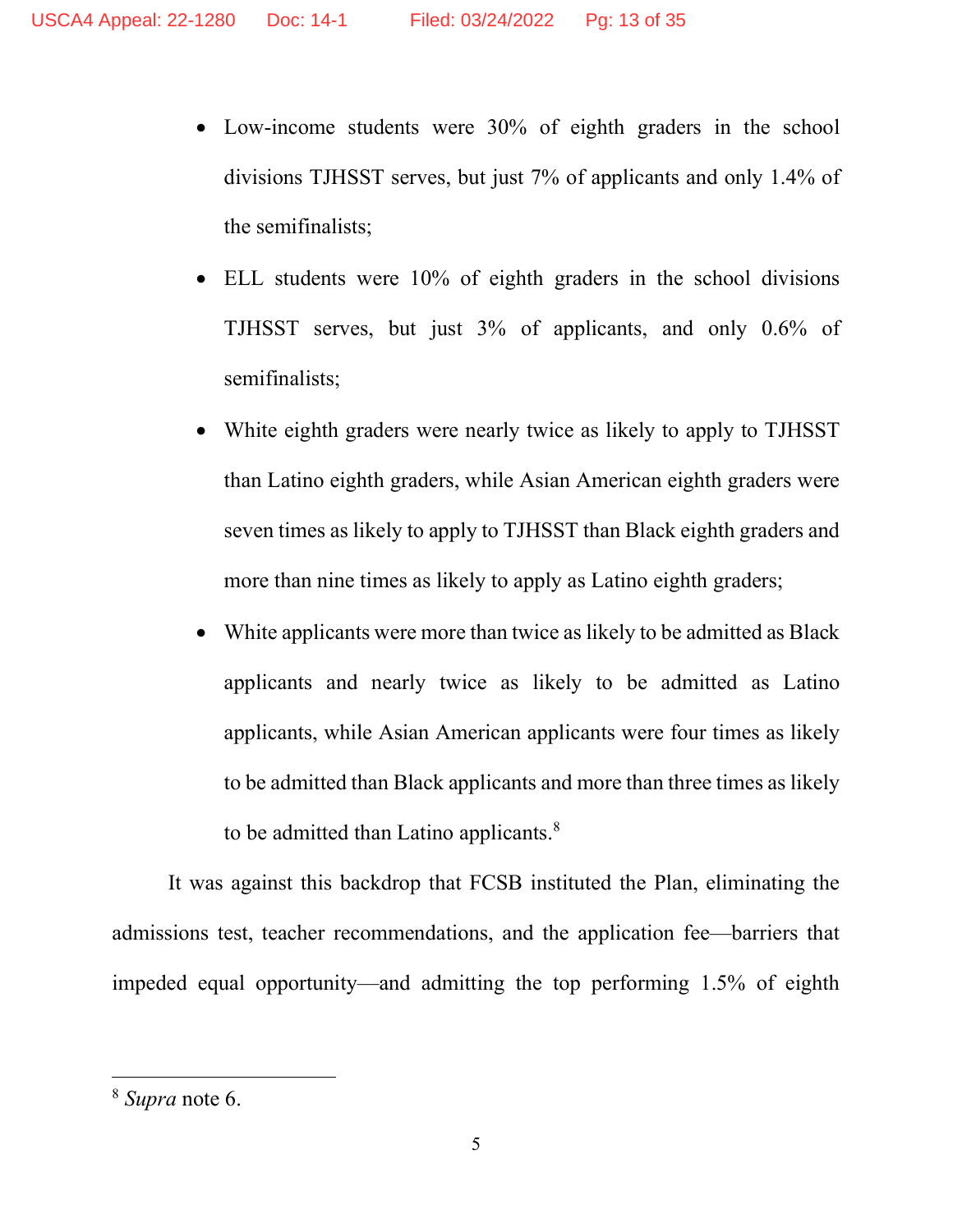- Low-income students were 30% of eighth graders in the school divisions TJHSST serves, but just 7% of applicants and only 1.4% of the semifinalists;
- ELL students were 10% of eighth graders in the school divisions TJHSST serves, but just 3% of applicants, and only 0.6% of semifinalists;
- White eighth graders were nearly twice as likely to apply to TJHSST than Latino eighth graders, while Asian American eighth graders were seven times as likely to apply to TJHSST than Black eighth graders and more than nine times as likely to apply as Latino eighth graders;
- White applicants were more than twice as likely to be admitted as Black applicants and nearly twice as likely to be admitted as Latino applicants, while Asian American applicants were four times as likely to be admitted than Black applicants and more than three times as likely to be admitted than Latino applicants.[8]

It was against this backdrop that FCSB instituted the Plan, eliminating the admissions test, teacher recommendations, and the application fee—barriers that impeded equal opportunity—and admitting the top performing 1.5% of eighth

[8] *Supra* note 6.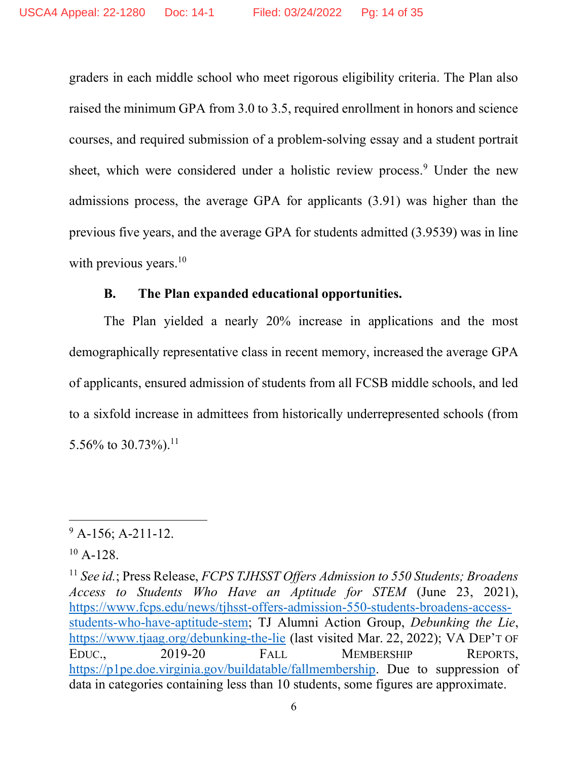graders in each middle school who meet rigorous eligibility criteria. The Plan also raised the minimum GPA from 3.0 to 3.5, required enrollment in honors and science courses, and required submission of a problem-solving essay and a student portrait sheet, which were considered under a holistic review process.[9] Under the new admissions process, the average GPA for applicants (3.91) was higher than the previous five years, and the average GPA for students admitted (3.9539) was in line with previous years.[10]

### B. The Plan expanded educational opportunities.

The Plan yielded a nearly 20% increase in applications and the most demographically representative class in recent memory, increased the average GPA of applicants, ensured admission of students from all FCSB middle schools, and led to a sixfold increase in admittees from historically underrepresented schools (from 5.56% to 30.73%).[11]

---

[9] A-156; A-211-12.

[10] A-128.

[11] *See id.*; Press Release, *FCPS TJHSST Offers Admission to 550 Students; Broadens Access to Students Who Have an Aptitude for STEM* (June 23, 2021), https://www.fcps.edu/news/tjhsst-offers-admission-550-students-broadens-access-students-who-have-aptitude-stem; TJ Alumni Action Group, *Debunking the Lie*, https://www.tjaag.org/debunking-the-lie (last visited Mar. 22, 2022); VA DEP'T OF EDUC., 2019-20 FALL MEMBERSHIP REPORTS, https://p1pe.doe.virginia.gov/buildatable/fallmembership. Due to suppression of data in categories containing less than 10 students, some figures are approximate.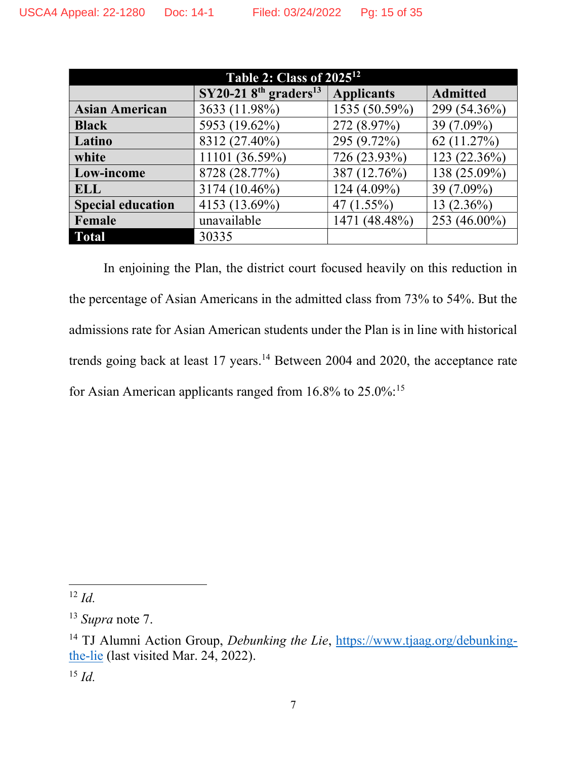| Table 2: Class of 2025[12] | | | |
|---|---|---|---|
| | SY20-21 8th graders[13] | Applicants | Admitted |
| **Asian American** | 3633 (11.98%) | 1535 (50.59%) | 299 (54.36%) |
| **Black** | 5953 (19.62%) | 272 (8.97%) | 39 (7.09%) |
| **Latino** | 8312 (27.40%) | 295 (9.72%) | 62 (11.27%) |
| **white** | 11101 (36.59%) | 726 (23.93%) | 123 (22.36%) |
| **Low-income** | 8728 (28.77%) | 387 (12.76%) | 138 (25.09%) |
| **ELL** | 3174 (10.46%) | 124 (4.09%) | 39 (7.09%) |
| **Special education** | 4153 (13.69%) | 47 (1.55%) | 13 (2.36%) |
| **Female** | unavailable | 1471 (48.48%) | 253 (46.00%) |
| **Total** | 30335 | | |

In enjoining the Plan, the district court focused heavily on this reduction in the percentage of Asian Americans in the admitted class from 73% to 54%. But the admissions rate for Asian American students under the Plan is in line with historical trends going back at least 17 years.[14] Between 2004 and 2020, the acceptance rate for Asian American applicants ranged from 16.8% to 25.0%:[15]

---

[12] *Id.*

[13] *Supra* note 7.

[14] TJ Alumni Action Group, *Debunking the Lie*, https://www.tjaag.org/debunking-the-lie (last visited Mar. 24, 2022).

[15] *Id.*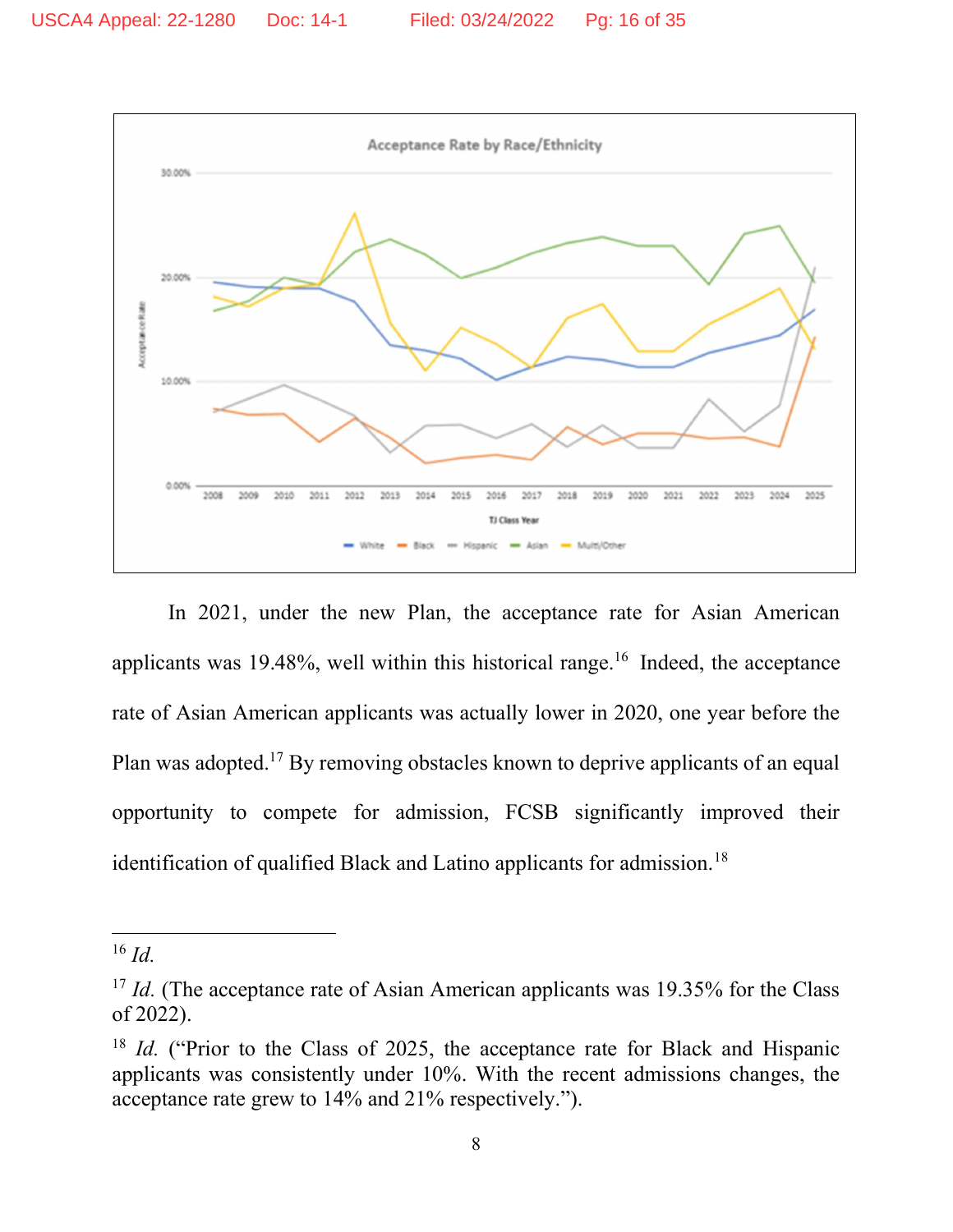In 2021, under the new Plan, the acceptance rate for Asian American applicants was 19.48%, well within this historical range.[16] Indeed, the acceptance rate of Asian American applicants was actually lower in 2020, one year before the Plan was adopted.[17] By removing obstacles known to deprive applicants of an equal opportunity to compete for admission, FCSB significantly improved their identification of qualified Black and Latino applicants for admission.[18]

---

[16] *Id.*

[17] *Id.* (The acceptance rate of Asian American applicants was 19.35% for the Class of 2022).

[18] *Id.* ("Prior to the Class of 2025, the acceptance rate for Black and Hispanic applicants was consistently under 10%. With the recent admissions changes, the acceptance rate grew to 14% and 21% respectively.").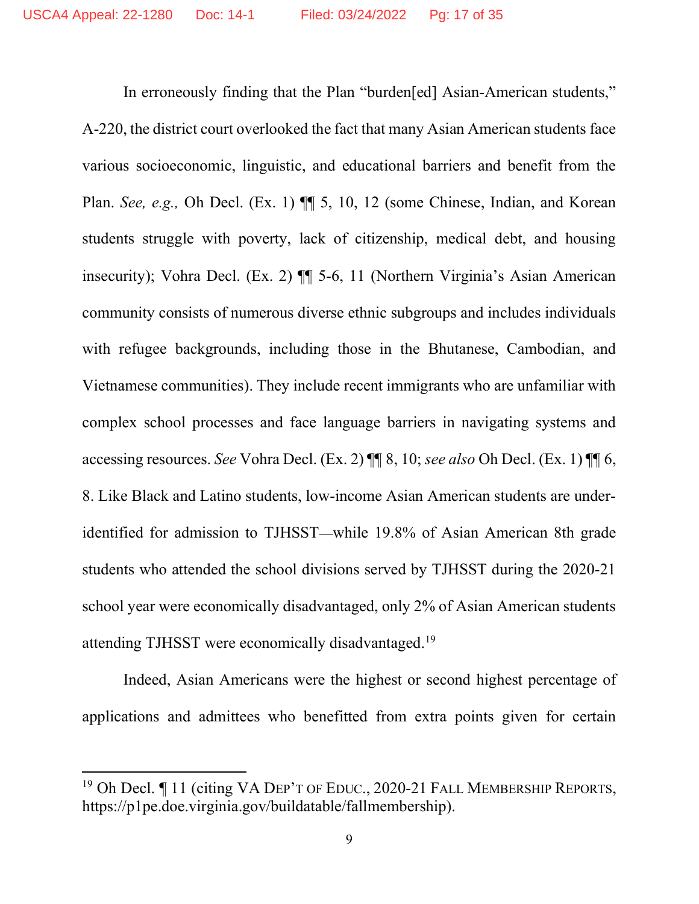In erroneously finding that the Plan "burden[ed] Asian-American students," A-220, the district court overlooked the fact that many Asian American students face various socioeconomic, linguistic, and educational barriers and benefit from the Plan. *See, e.g.,* Oh Decl. (Ex. 1) ¶¶ 5, 10, 12 (some Chinese, Indian, and Korean students struggle with poverty, lack of citizenship, medical debt, and housing insecurity); Vohra Decl. (Ex. 2) ¶¶ 5-6, 11 (Northern Virginia's Asian American community consists of numerous diverse ethnic subgroups and includes individuals with refugee backgrounds, including those in the Bhutanese, Cambodian, and Vietnamese communities). They include recent immigrants who are unfamiliar with complex school processes and face language barriers in navigating systems and accessing resources. *See* Vohra Decl. (Ex. 2) ¶¶ 8, 10; *see also* Oh Decl. (Ex. 1) ¶¶ 6, 8. Like Black and Latino students, low-income Asian American students are under-identified for admission to TJHSST—while 19.8% of Asian American 8th grade students who attended the school divisions served by TJHSST during the 2020-21 school year were economically disadvantaged, only 2% of Asian American students attending TJHSST were economically disadvantaged.[19]

Indeed, Asian Americans were the highest or second highest percentage of applications and admittees who benefitted from extra points given for certain

---

[19] Oh Decl. ¶ 11 (citing VA DEP'T OF EDUC., 2020-21 FALL MEMBERSHIP REPORTS, https://p1pe.doe.virginia.gov/buildatable/fallmembership).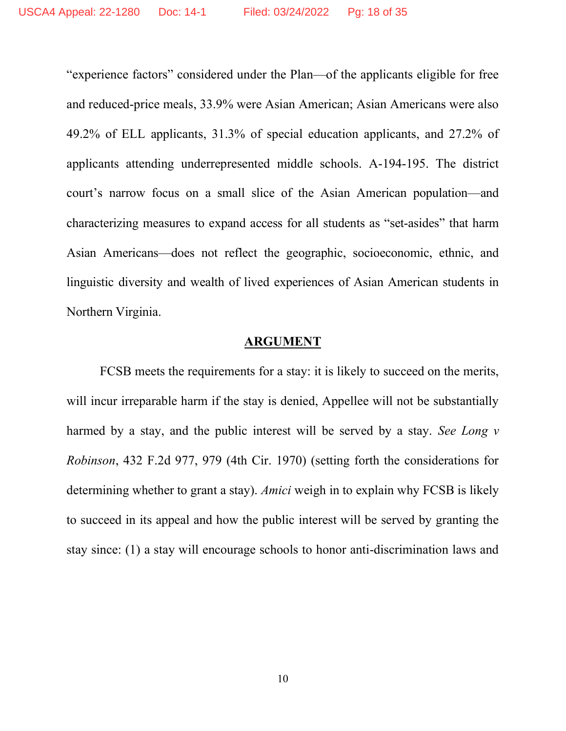"experience factors" considered under the Plan—of the applicants eligible for free and reduced-price meals, 33.9% were Asian American; Asian Americans were also 49.2% of ELL applicants, 31.3% of special education applicants, and 27.2% of applicants attending underrepresented middle schools. A-194-195. The district court's narrow focus on a small slice of the Asian American population—and characterizing measures to expand access for all students as "set-asides" that harm Asian Americans—does not reflect the geographic, socioeconomic, ethnic, and linguistic diversity and wealth of lived experiences of Asian American students in Northern Virginia.

## ARGUMENT

FCSB meets the requirements for a stay: it is likely to succeed on the merits, will incur irreparable harm if the stay is denied, Appellee will not be substantially harmed by a stay, and the public interest will be served by a stay. *See Long v Robinson*, 432 F.2d 977, 979 (4th Cir. 1970) (setting forth the considerations for determining whether to grant a stay). *Amici* weigh in to explain why FCSB is likely to succeed in its appeal and how the public interest will be served by granting the stay since: (1) a stay will encourage schools to honor anti-discrimination laws and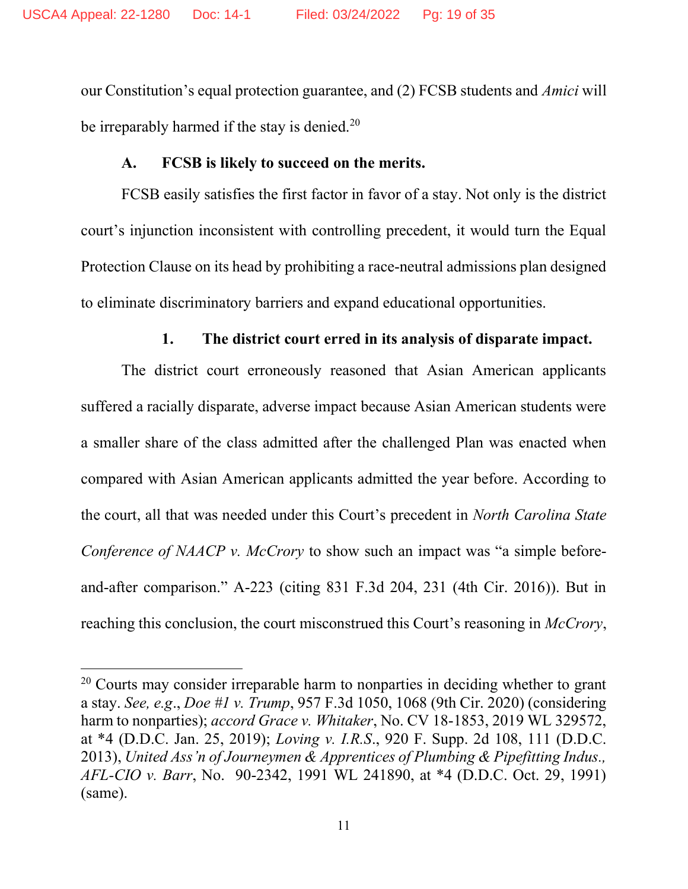our Constitution's equal protection guarantee, and (2) FCSB students and *Amici* will be irreparably harmed if the stay is denied.[20]

### A. FCSB is likely to succeed on the merits.

FCSB easily satisfies the first factor in favor of a stay. Not only is the district court's injunction inconsistent with controlling precedent, it would turn the Equal Protection Clause on its head by prohibiting a race-neutral admissions plan designed to eliminate discriminatory barriers and expand educational opportunities.

#### 1. The district court erred in its analysis of disparate impact.

The district court erroneously reasoned that Asian American applicants suffered a racially disparate, adverse impact because Asian American students were a smaller share of the class admitted after the challenged Plan was enacted when compared with Asian American applicants admitted the year before. According to the court, all that was needed under this Court's precedent in *North Carolina State Conference of NAACP v. McCrory* to show such an impact was "a simple before-and-after comparison." A-223 (citing 831 F.3d 204, 231 (4th Cir. 2016)). But in reaching this conclusion, the court misconstrued this Court's reasoning in *McCrory*,

---

[20] Courts may consider irreparable harm to nonparties in deciding whether to grant a stay. *See, e.g.*, *Doe #1 v. Trump*, 957 F.3d 1050, 1068 (9th Cir. 2020) (considering harm to nonparties); *accord Grace v. Whitaker*, No. CV 18-1853, 2019 WL 329572, at *4 (D.D.C. Jan. 25, 2019); *Loving v. I.R.S.*, 920 F. Supp. 2d 108, 111 (D.D.C. 2013), *United Ass'n of Journeymen & Apprentices of Plumbing & Pipefitting Indus., AFL-CIO v. Barr*, No. 90-2342, 1991 WL 241890, at *4 (D.D.C. Oct. 29, 1991) (same).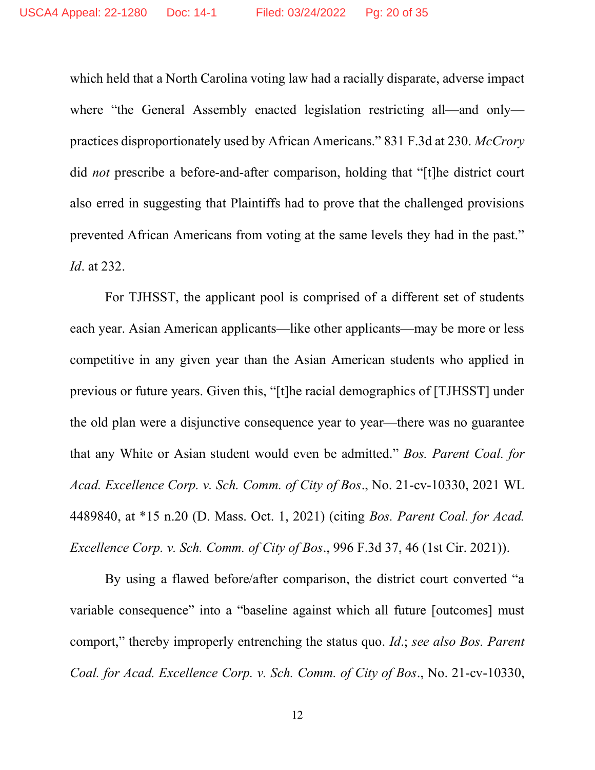which held that a North Carolina voting law had a racially disparate, adverse impact where "the General Assembly enacted legislation restricting all—and only—practices disproportionately used by African Americans." 831 F.3d at 230. *McCrory* did *not* prescribe a before-and-after comparison, holding that "[t]he district court also erred in suggesting that Plaintiffs had to prove that the challenged provisions prevented African Americans from voting at the same levels they had in the past." *Id*. at 232.

For TJHSST, the applicant pool is comprised of a different set of students each year. Asian American applicants—like other applicants—may be more or less competitive in any given year than the Asian American students who applied in previous or future years. Given this, "[t]he racial demographics of [TJHSST] under the old plan were a disjunctive consequence year to year—there was no guarantee that any White or Asian student would even be admitted." *Bos. Parent Coal. for Acad. Excellence Corp. v. Sch. Comm. of City of Bos*., No. 21-cv-10330, 2021 WL 4489840, at *15 n.20 (D. Mass. Oct. 1, 2021) (citing *Bos. Parent Coal. for Acad. Excellence Corp. v. Sch. Comm. of City of Bos*., 996 F.3d 37, 46 (1st Cir. 2021)).

By using a flawed before/after comparison, the district court converted "a variable consequence" into a "baseline against which all future [outcomes] must comport," thereby improperly entrenching the status quo. *Id*.; *see also Bos. Parent Coal. for Acad. Excellence Corp. v. Sch. Comm. of City of Bos*., No. 21-cv-10330,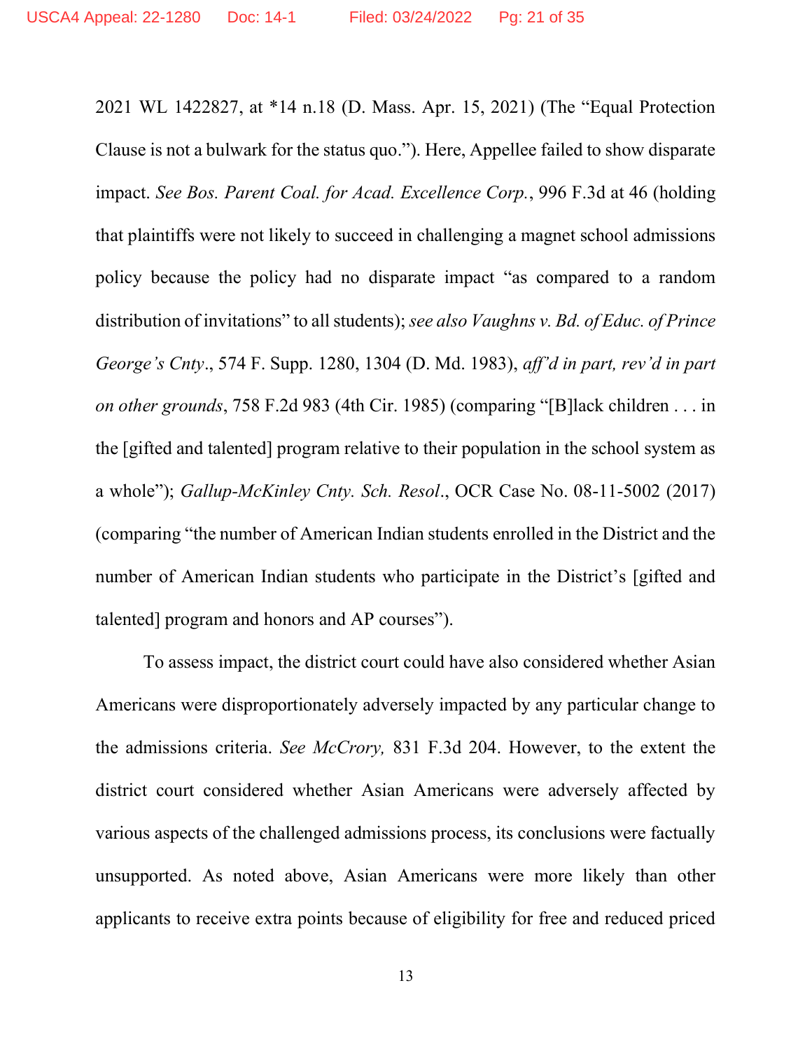2021 WL 1422827, at *14 n.18 (D. Mass. Apr. 15, 2021) (The "Equal Protection Clause is not a bulwark for the status quo."). Here, Appellee failed to show disparate impact. *See Bos. Parent Coal. for Acad. Excellence Corp.*, 996 F.3d at 46 (holding that plaintiffs were not likely to succeed in challenging a magnet school admissions policy because the policy had no disparate impact "as compared to a random distribution of invitations" to all students); *see also Vaughns v. Bd. of Educ. of Prince George's Cnty*., 574 F. Supp. 1280, 1304 (D. Md. 1983), *aff'd in part, rev'd in part on other grounds*, 758 F.2d 983 (4th Cir. 1985) (comparing "[B]lack children . . . in the [gifted and talented] program relative to their population in the school system as a whole"); *Gallup-McKinley Cnty. Sch. Resol*., OCR Case No. 08-11-5002 (2017) (comparing "the number of American Indian students enrolled in the District and the number of American Indian students who participate in the District's [gifted and talented] program and honors and AP courses").

To assess impact, the district court could have also considered whether Asian Americans were disproportionately adversely impacted by any particular change to the admissions criteria. *See McCrory,* 831 F.3d 204. However, to the extent the district court considered whether Asian Americans were adversely affected by various aspects of the challenged admissions process, its conclusions were factually unsupported. As noted above, Asian Americans were more likely than other applicants to receive extra points because of eligibility for free and reduced priced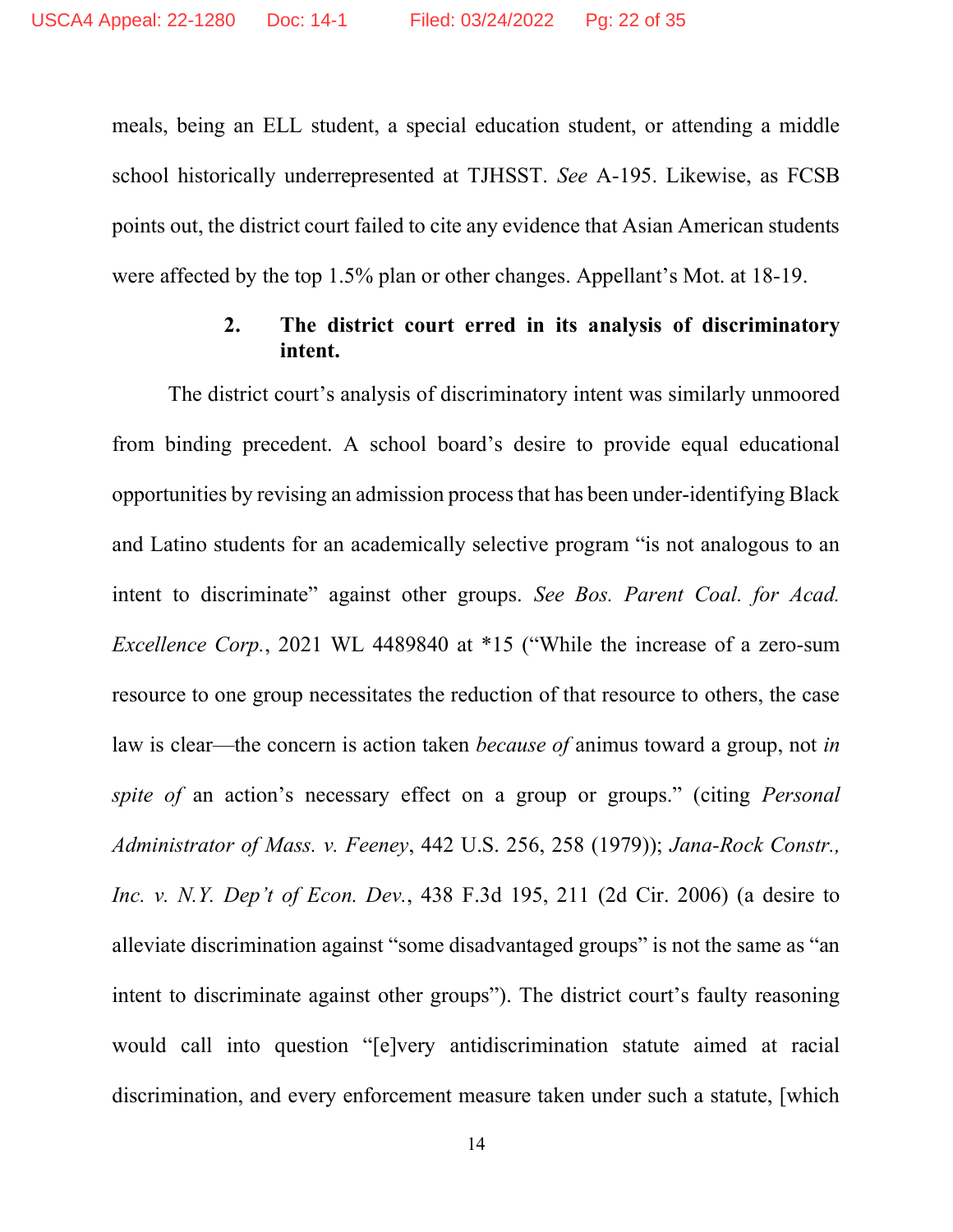meals, being an ELL student, a special education student, or attending a middle school historically underrepresented at TJHSST. *See* A-195. Likewise, as FCSB points out, the district court failed to cite any evidence that Asian American students were affected by the top 1.5% plan or other changes. Appellant's Mot. at 18-19.

### 2. The district court erred in its analysis of discriminatory intent.

The district court's analysis of discriminatory intent was similarly unmoored from binding precedent. A school board's desire to provide equal educational opportunities by revising an admission process that has been under-identifying Black and Latino students for an academically selective program "is not analogous to an intent to discriminate" against other groups. *See Bos. Parent Coal. for Acad. Excellence Corp.*, 2021 WL 4489840 at *15 ("While the increase of a zero-sum resource to one group necessitates the reduction of that resource to others, the case law is clear—the concern is action taken *because of* animus toward a group, not *in spite of* an action's necessary effect on a group or groups." (citing *Personal Administrator of Mass. v. Feeney*, 442 U.S. 256, 258 (1979)); *Jana-Rock Constr., Inc. v. N.Y. Dep't of Econ. Dev.*, 438 F.3d 195, 211 (2d Cir. 2006) (a desire to alleviate discrimination against "some disadvantaged groups" is not the same as "an intent to discriminate against other groups"). The district court's faulty reasoning would call into question "[e]very antidiscrimination statute aimed at racial discrimination, and every enforcement measure taken under such a statute, [which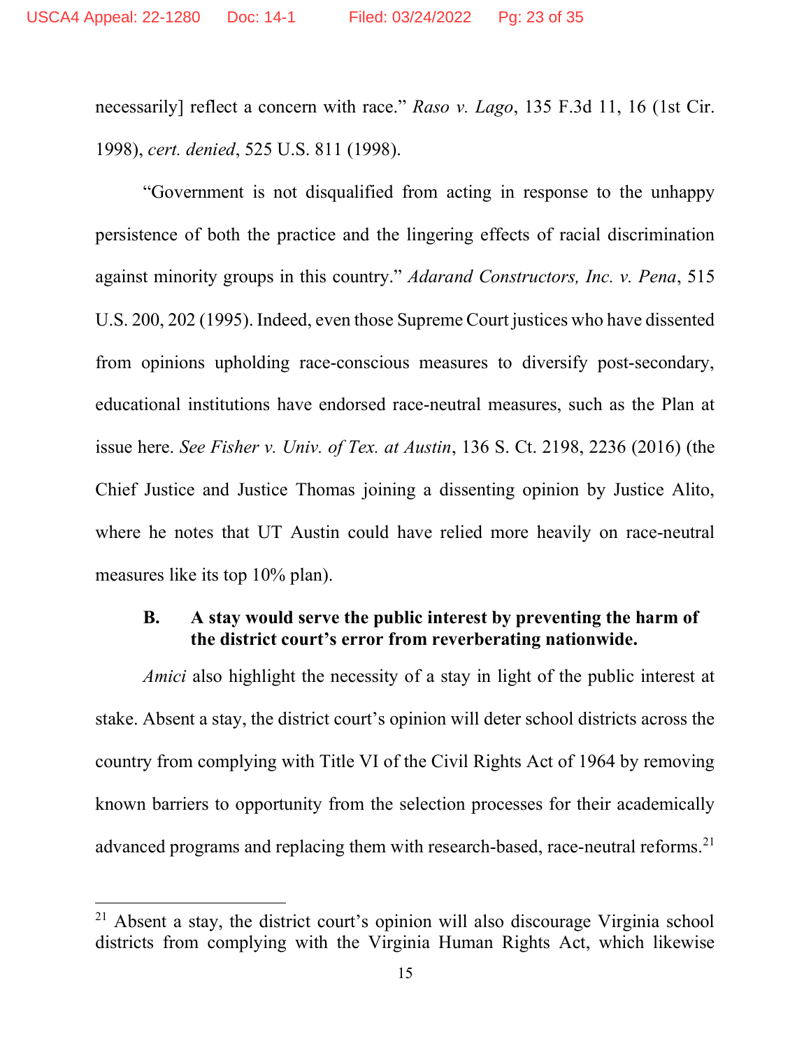necessarily] reflect a concern with race." *Raso v. Lago*, 135 F.3d 11, 16 (1st Cir. 1998), *cert. denied*, 525 U.S. 811 (1998).

"Government is not disqualified from acting in response to the unhappy persistence of both the practice and the lingering effects of racial discrimination against minority groups in this country." *Adarand Constructors, Inc. v. Pena*, 515 U.S. 200, 202 (1995). Indeed, even those Supreme Court justices who have dissented from opinions upholding race-conscious measures to diversify post-secondary, educational institutions have endorsed race-neutral measures, such as the Plan at issue here. *See Fisher v. Univ. of Tex. at Austin*, 136 S. Ct. 2198, 2236 (2016) (the Chief Justice and Justice Thomas joining a dissenting opinion by Justice Alito, where he notes that UT Austin could have relied more heavily on race-neutral measures like its top 10% plan).

### B. A stay would serve the public interest by preventing the harm of the district court's error from reverberating nationwide.

*Amici* also highlight the necessity of a stay in light of the public interest at stake. Absent a stay, the district court's opinion will deter school districts across the country from complying with Title VI of the Civil Rights Act of 1964 by removing known barriers to opportunity from the selection processes for their academically advanced programs and replacing them with research-based, race-neutral reforms.[21]

[21] Absent a stay, the district court's opinion will also discourage Virginia school districts from complying with the Virginia Human Rights Act, which likewise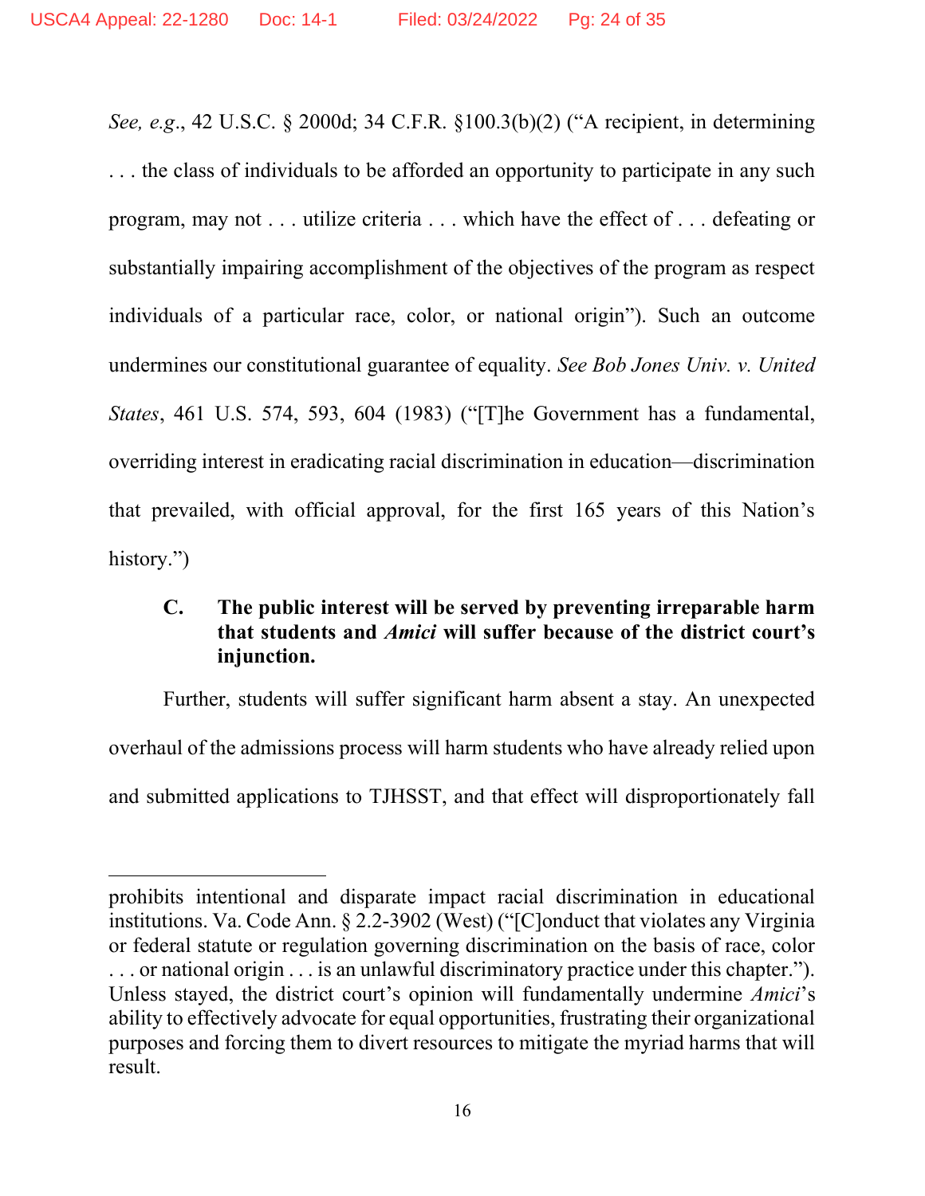*See, e.g.*, 42 U.S.C. § 2000d; 34 C.F.R. §100.3(b)(2) ("A recipient, in determining . . . the class of individuals to be afforded an opportunity to participate in any such program, may not . . . utilize criteria . . . which have the effect of . . . defeating or substantially impairing accomplishment of the objectives of the program as respect individuals of a particular race, color, or national origin"). Such an outcome undermines our constitutional guarantee of equality. *See Bob Jones Univ. v. United States*, 461 U.S. 574, 593, 604 (1983) ("[T]he Government has a fundamental, overriding interest in eradicating racial discrimination in education—discrimination that prevailed, with official approval, for the first 165 years of this Nation's history.")

### C. The public interest will be served by preventing irreparable harm that students and *Amici* will suffer because of the district court's injunction.

Further, students will suffer significant harm absent a stay. An unexpected overhaul of the admissions process will harm students who have already relied upon and submitted applications to TJHSST, and that effect will disproportionately fall

---

prohibits intentional and disparate impact racial discrimination in educational institutions. Va. Code Ann. § 2.2-3902 (West) ("[C]onduct that violates any Virginia or federal statute or regulation governing discrimination on the basis of race, color . . . or national origin . . . is an unlawful discriminatory practice under this chapter."). Unless stayed, the district court's opinion will fundamentally undermine *Amici*'s ability to effectively advocate for equal opportunities, frustrating their organizational purposes and forcing them to divert resources to mitigate the myriad harms that will result.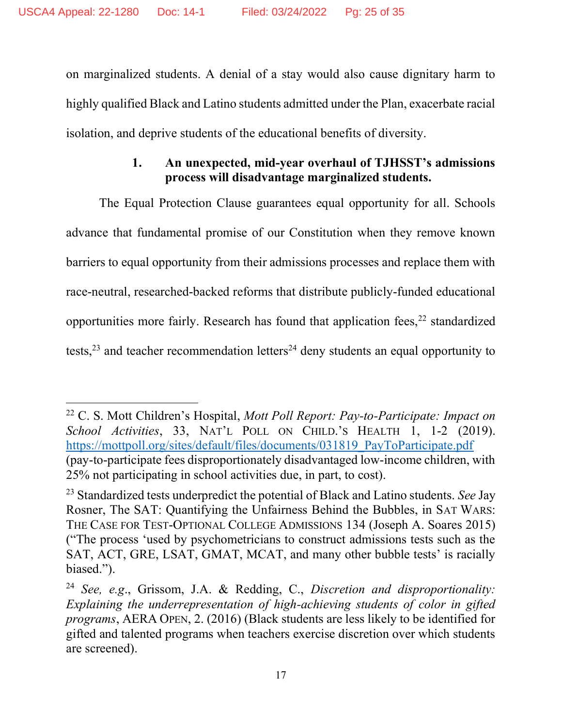on marginalized students. A denial of a stay would also cause dignitary harm to highly qualified Black and Latino students admitted under the Plan, exacerbate racial isolation, and deprive students of the educational benefits of diversity.

### 1. An unexpected, mid-year overhaul of TJHSST's admissions process will disadvantage marginalized students.

The Equal Protection Clause guarantees equal opportunity for all. Schools advance that fundamental promise of our Constitution when they remove known barriers to equal opportunity from their admissions processes and replace them with race-neutral, researched-backed reforms that distribute publicly-funded educational opportunities more fairly. Research has found that application fees,[22] standardized tests,[23] and teacher recommendation letters[24] deny students an equal opportunity to

---

[22] C. S. Mott Children's Hospital, *Mott Poll Report: Pay-to-Participate: Impact on School Activities*, 33, NAT'L POLL ON CHILD.'S HEALTH 1, 1-2 (2019). https://mottpoll.org/sites/default/files/documents/031819_PayToParticipate.pdf (pay-to-participate fees disproportionately disadvantaged low-income children, with 25% not participating in school activities due, in part, to cost).

[23] Standardized tests underpredict the potential of Black and Latino students. *See* Jay Rosner, The SAT: Quantifying the Unfairness Behind the Bubbles, in SAT WARS: THE CASE FOR TEST-OPTIONAL COLLEGE ADMISSIONS 134 (Joseph A. Soares 2015) ("The process 'used by psychometricians to construct admissions tests such as the SAT, ACT, GRE, LSAT, GMAT, MCAT, and many other bubble tests' is racially biased.").

[24] *See, e.g.*, Grissom, J.A. & Redding, C., *Discretion and disproportionality: Explaining the underrepresentation of high-achieving students of color in gifted programs*, AERA OPEN, 2. (2016) (Black students are less likely to be identified for gifted and talented programs when teachers exercise discretion over which students are screened).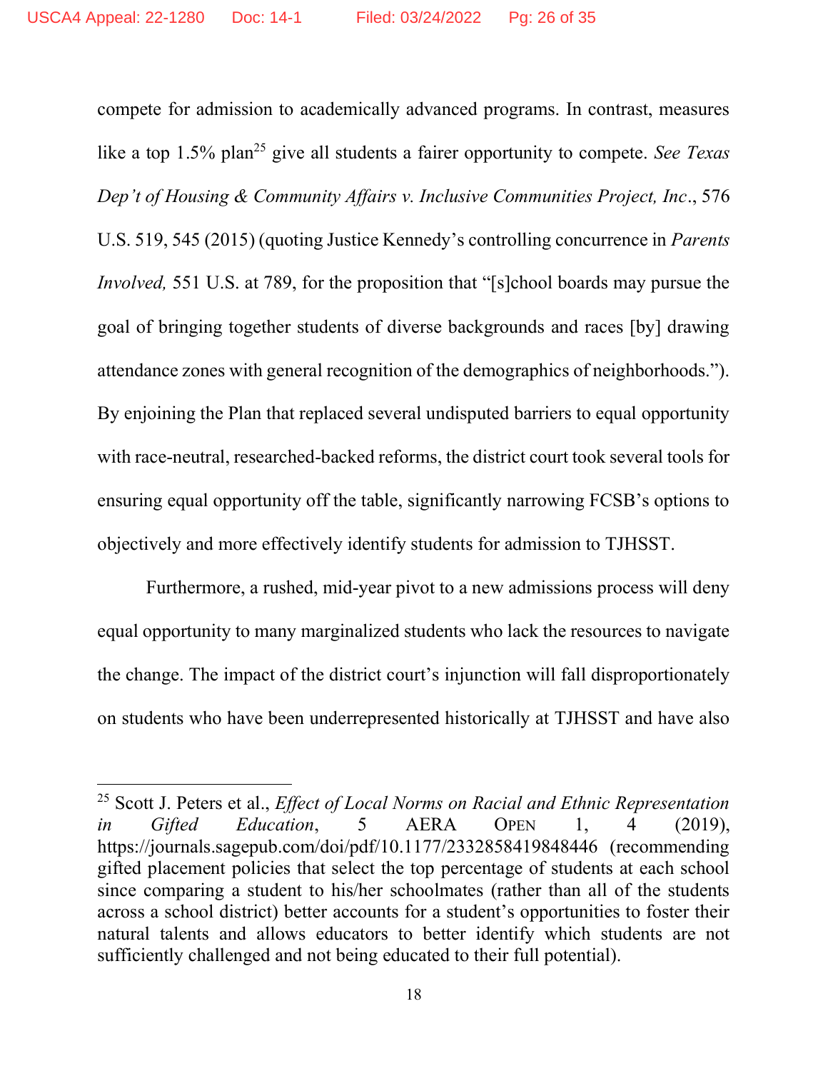compete for admission to academically advanced programs. In contrast, measures like a top 1.5% plan[25] give all students a fairer opportunity to compete. *See Texas Dep't of Housing & Community Affairs v. Inclusive Communities Project, Inc*., 576 U.S. 519, 545 (2015) (quoting Justice Kennedy's controlling concurrence in *Parents Involved,* 551 U.S. at 789, for the proposition that "[s]chool boards may pursue the goal of bringing together students of diverse backgrounds and races [by] drawing attendance zones with general recognition of the demographics of neighborhoods."). By enjoining the Plan that replaced several undisputed barriers to equal opportunity with race-neutral, researched-backed reforms, the district court took several tools for ensuring equal opportunity off the table, significantly narrowing FCSB's options to objectively and more effectively identify students for admission to TJHSST.

Furthermore, a rushed, mid-year pivot to a new admissions process will deny equal opportunity to many marginalized students who lack the resources to navigate the change. The impact of the district court's injunction will fall disproportionately on students who have been underrepresented historically at TJHSST and have also

---

[25] Scott J. Peters et al., *Effect of Local Norms on Racial and Ethnic Representation in Gifted Education*, 5 AERA OPEN 1, 4 (2019), https://journals.sagepub.com/doi/pdf/10.1177/2332858419848446 (recommending gifted placement policies that select the top percentage of students at each school since comparing a student to his/her schoolmates (rather than all of the students across a school district) better accounts for a student's opportunities to foster their natural talents and allows educators to better identify which students are not sufficiently challenged and not being educated to their full potential).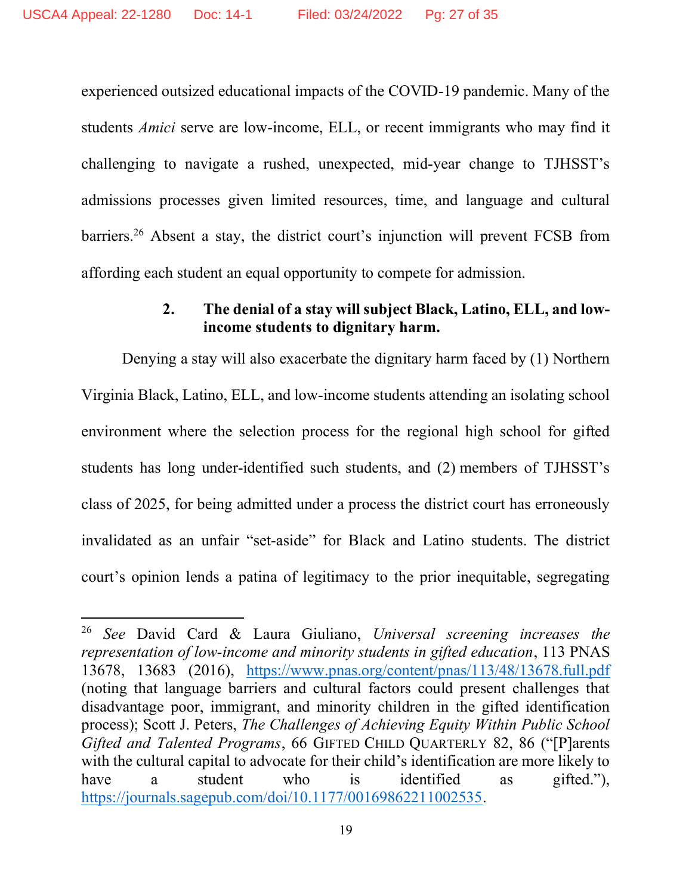experienced outsized educational impacts of the COVID-19 pandemic. Many of the students *Amici* serve are low-income, ELL, or recent immigrants who may find it challenging to navigate a rushed, unexpected, mid-year change to TJHSST's admissions processes given limited resources, time, and language and cultural barriers.[26] Absent a stay, the district court's injunction will prevent FCSB from affording each student an equal opportunity to compete for admission.

**2. The denial of a stay will subject Black, Latino, ELL, and low-income students to dignitary harm.**

Denying a stay will also exacerbate the dignitary harm faced by (1) Northern Virginia Black, Latino, ELL, and low-income students attending an isolating school environment where the selection process for the regional high school for gifted students has long under-identified such students, and (2) members of TJHSST's class of 2025, for being admitted under a process the district court has erroneously invalidated as an unfair "set-aside" for Black and Latino students. The district court's opinion lends a patina of legitimacy to the prior inequitable, segregating

---

[26] *See* David Card & Laura Giuliano, *Universal screening increases the representation of low-income and minority students in gifted education*, 113 PNAS 13678, 13683 (2016), https://www.pnas.org/content/pnas/113/48/13678.full.pdf (noting that language barriers and cultural factors could present challenges that disadvantage poor, immigrant, and minority children in the gifted identification process); Scott J. Peters, *The Challenges of Achieving Equity Within Public School Gifted and Talented Programs*, 66 GIFTED CHILD QUARTERLY 82, 86 ("[P]arents with the cultural capital to advocate for their child's identification are more likely to have a student who is identified as gifted."), https://journals.sagepub.com/doi/10.1177/00169862211002535.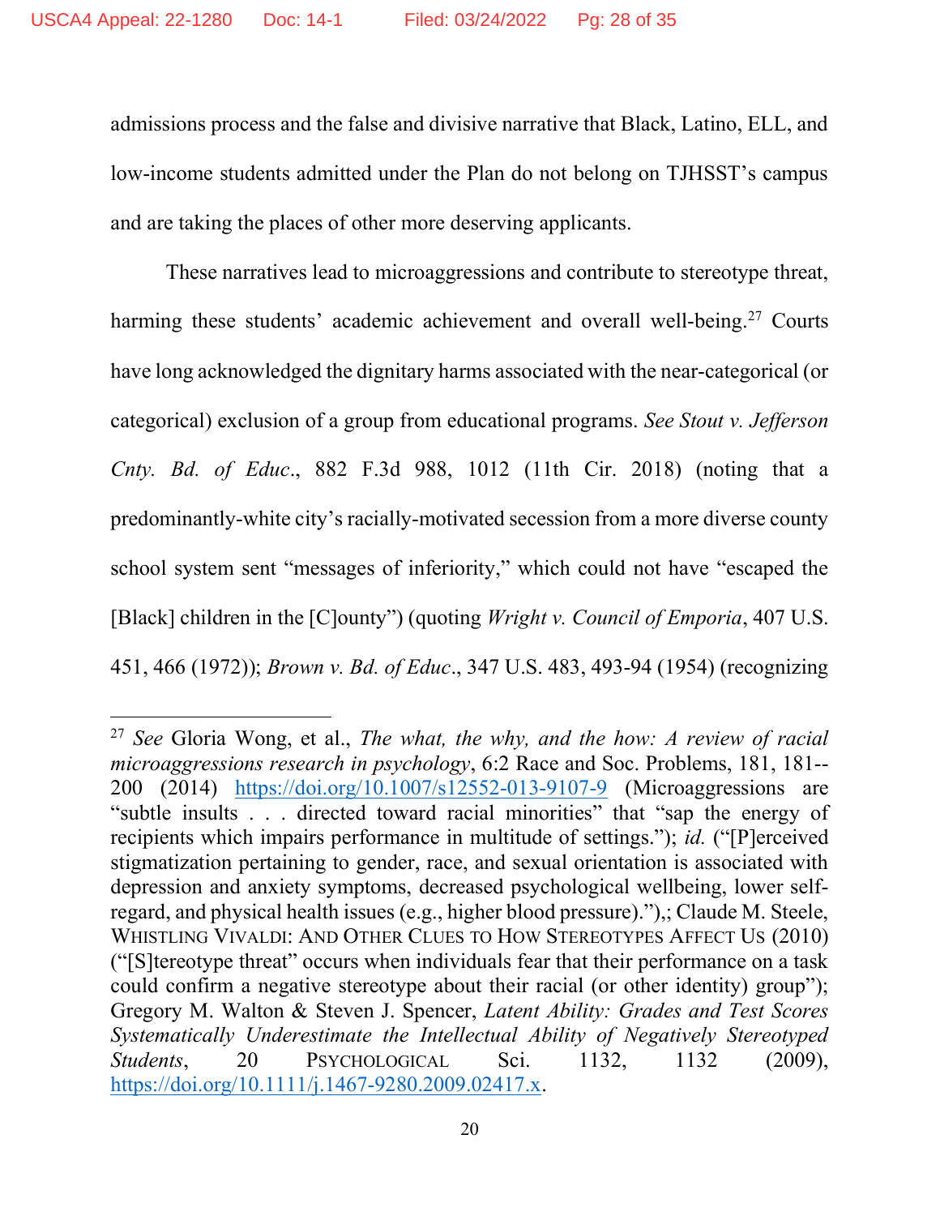admissions process and the false and divisive narrative that Black, Latino, ELL, and low-income students admitted under the Plan do not belong on TJHSST's campus and are taking the places of other more deserving applicants.

These narratives lead to microaggressions and contribute to stereotype threat, harming these students' academic achievement and overall well-being.[27] Courts have long acknowledged the dignitary harms associated with the near-categorical (or categorical) exclusion of a group from educational programs. *See Stout v. Jefferson Cnty. Bd. of Educ*., 882 F.3d 988, 1012 (11th Cir. 2018) (noting that a predominantly-white city's racially-motivated secession from a more diverse county school system sent "messages of inferiority," which could not have "escaped the [Black] children in the [C]ounty") (quoting *Wright v. Council of Emporia*, 407 U.S. 451, 466 (1972)); *Brown v. Bd. of Educ*., 347 U.S. 483, 493-94 (1954) (recognizing

---

[27] *See* Gloria Wong, et al., *The what, the why, and the how: A review of racial microaggressions research in psychology*, 6:2 Race and Soc. Problems, 181, 181--200 (2014) https://doi.org/10.1007/s12552-013-9107-9 (Microaggressions are "subtle insults . . . directed toward racial minorities" that "sap the energy of recipients which impairs performance in multitude of settings."); *id.* ("[P]erceived stigmatization pertaining to gender, race, and sexual orientation is associated with depression and anxiety symptoms, decreased psychological wellbeing, lower self-regard, and physical health issues (e.g., higher blood pressure)."),; Claude M. Steele, WHISTLING VIVALDI: AND OTHER CLUES TO HOW STEREOTYPES AFFECT US (2010) ("[S]tereotype threat" occurs when individuals fear that their performance on a task could confirm a negative stereotype about their racial (or other identity) group"); Gregory M. Walton & Steven J. Spencer, *Latent Ability: Grades and Test Scores Systematically Underestimate the Intellectual Ability of Negatively Stereotyped Students*, 20 PSYCHOLOGICAL Sci. 1132, 1132 (2009), https://doi.org/10.1111/j.1467-9280.2009.02417.x.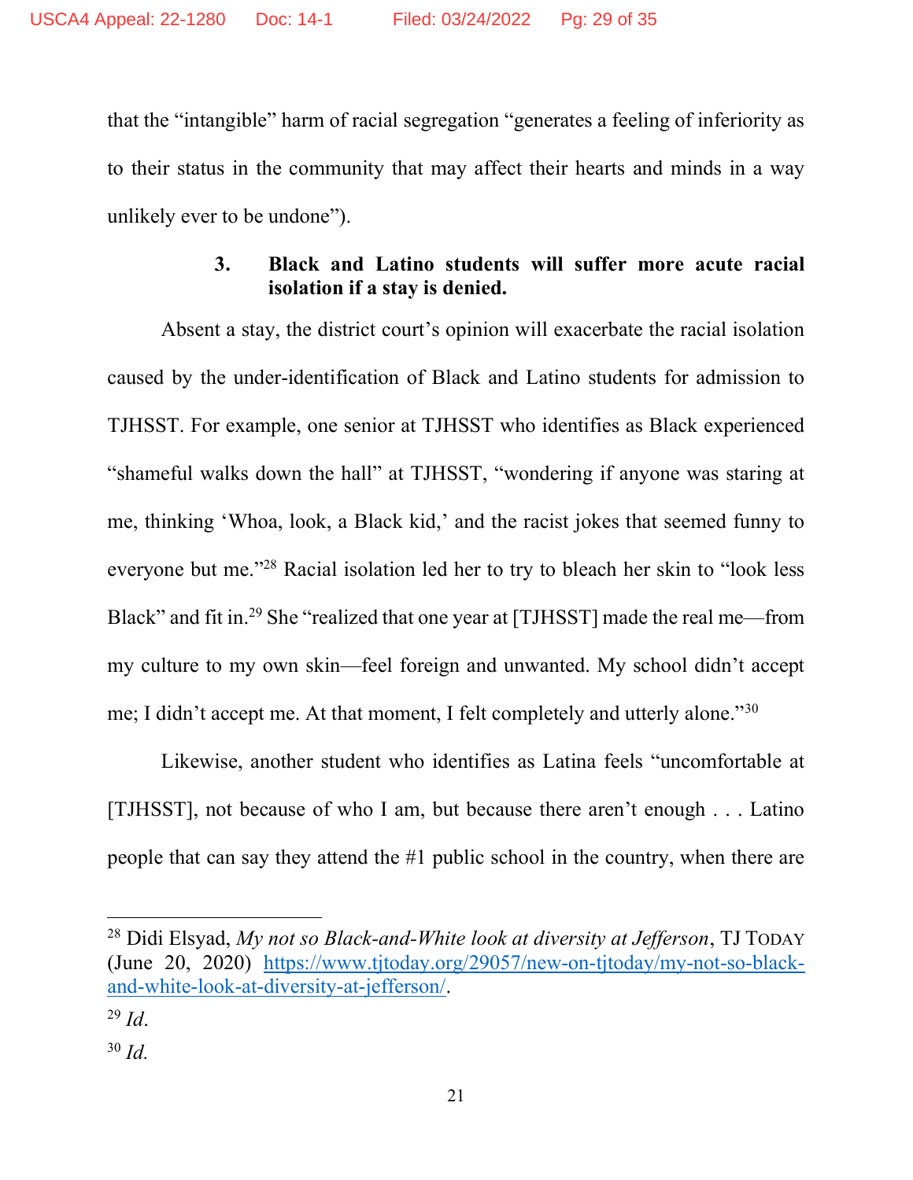that the "intangible" harm of racial segregation "generates a feeling of inferiority as to their status in the community that may affect their hearts and minds in a way unlikely ever to be undone").

### 3. Black and Latino students will suffer more acute racial isolation if a stay is denied.

Absent a stay, the district court's opinion will exacerbate the racial isolation caused by the under-identification of Black and Latino students for admission to TJHSST. For example, one senior at TJHSST who identifies as Black experienced "shameful walks down the hall" at TJHSST, "wondering if anyone was staring at me, thinking 'Whoa, look, a Black kid,' and the racist jokes that seemed funny to everyone but me."[28] Racial isolation led her to try to bleach her skin to "look less Black" and fit in.[29] She "realized that one year at [TJHSST] made the real me—from my culture to my own skin—feel foreign and unwanted. My school didn't accept me; I didn't accept me. At that moment, I felt completely and utterly alone."[30]

Likewise, another student who identifies as Latina feels "uncomfortable at [TJHSST], not because of who I am, but because there aren't enough . . . Latino people that can say they attend the #1 public school in the country, when there are

---

[28] Didi Elsyad, *My not so Black-and-White look at diversity at Jefferson*, TJ TODAY (June 20, 2020) https://www.tjtoday.org/29057/new-on-tjtoday/my-not-so-black-and-white-look-at-diversity-at-jefferson/.

[29] *Id*.

[30] *Id*.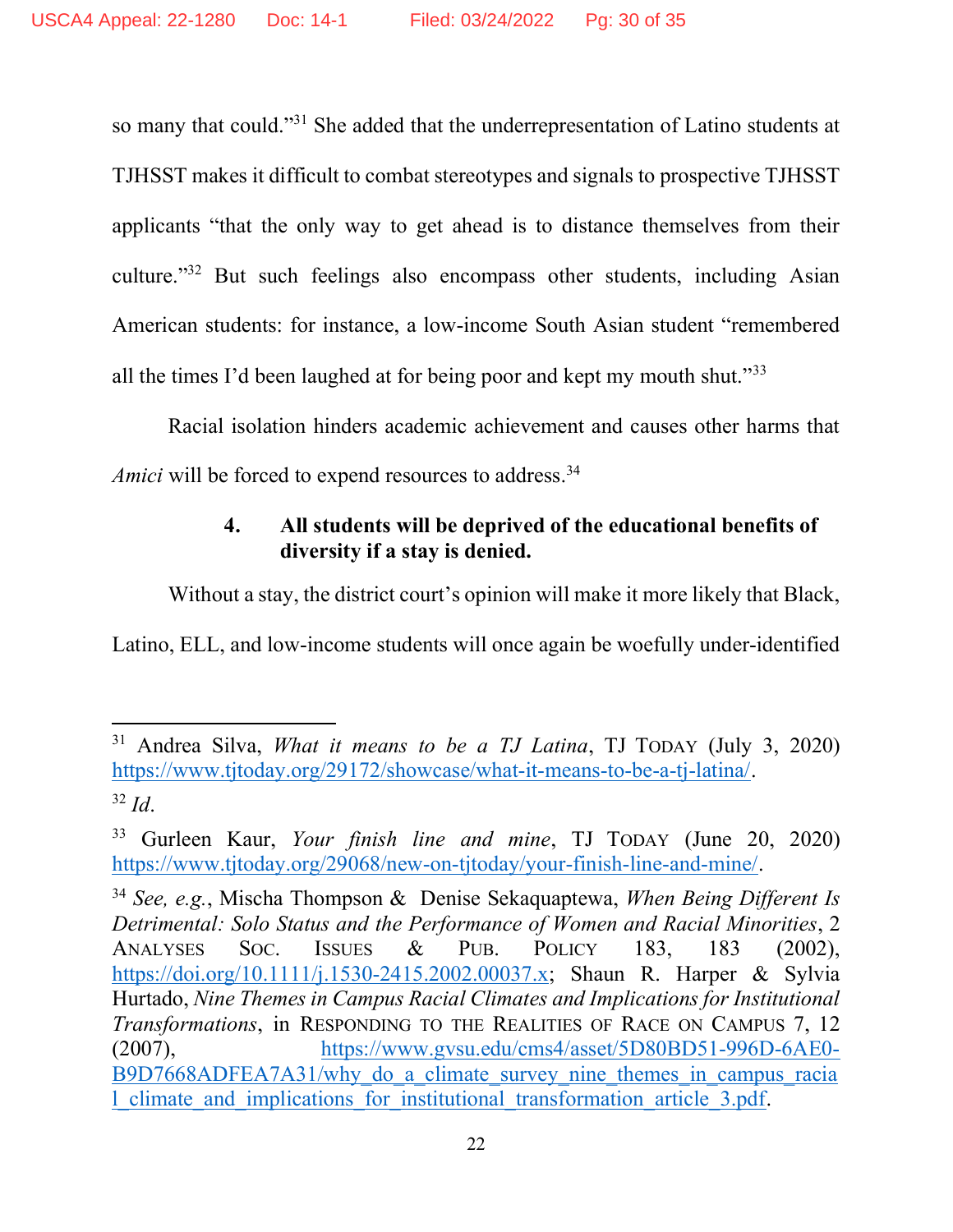so many that could."[31] She added that the underrepresentation of Latino students at TJHSST makes it difficult to combat stereotypes and signals to prospective TJHSST applicants "that the only way to get ahead is to distance themselves from their culture."[32] But such feelings also encompass other students, including Asian American students: for instance, a low-income South Asian student "remembered all the times I'd been laughed at for being poor and kept my mouth shut."[33]

Racial isolation hinders academic achievement and causes other harms that *Amici* will be forced to expend resources to address.[34]

#### 4. All students will be deprived of the educational benefits of diversity if a stay is denied.

Without a stay, the district court's opinion will make it more likely that Black, Latino, ELL, and low-income students will once again be woefully under-identified

---

[31] Andrea Silva, *What it means to be a TJ Latina*, TJ TODAY (July 3, 2020) https://www.tjtoday.org/29172/showcase/what-it-means-to-be-a-tj-latina/.

[32] *Id*.

[33] Gurleen Kaur, *Your finish line and mine*, TJ TODAY (June 20, 2020) https://www.tjtoday.org/29068/new-on-tjtoday/your-finish-line-and-mine/.

[34] *See, e.g.*, Mischa Thompson & Denise Sekaquaptewa, *When Being Different Is Detrimental: Solo Status and the Performance of Women and Racial Minorities*, 2 ANALYSES SOC. ISSUES & PUB. POLICY 183, 183 (2002), https://doi.org/10.1111/j.1530-2415.2002.00037.x; Shaun R. Harper & Sylvia Hurtado, *Nine Themes in Campus Racial Climates and Implications for Institutional Transformations*, in RESPONDING TO THE REALITIES OF RACE ON CAMPUS 7, 12 (2007), https://www.gvsu.edu/cms4/asset/5D80BD51-996D-6AE0-B9D7668ADFEA7A31/why_do_a_climate_survey_nine_themes_in_campus_racial_climate_and_implications_for_institutional_transformation_article_3.pdf.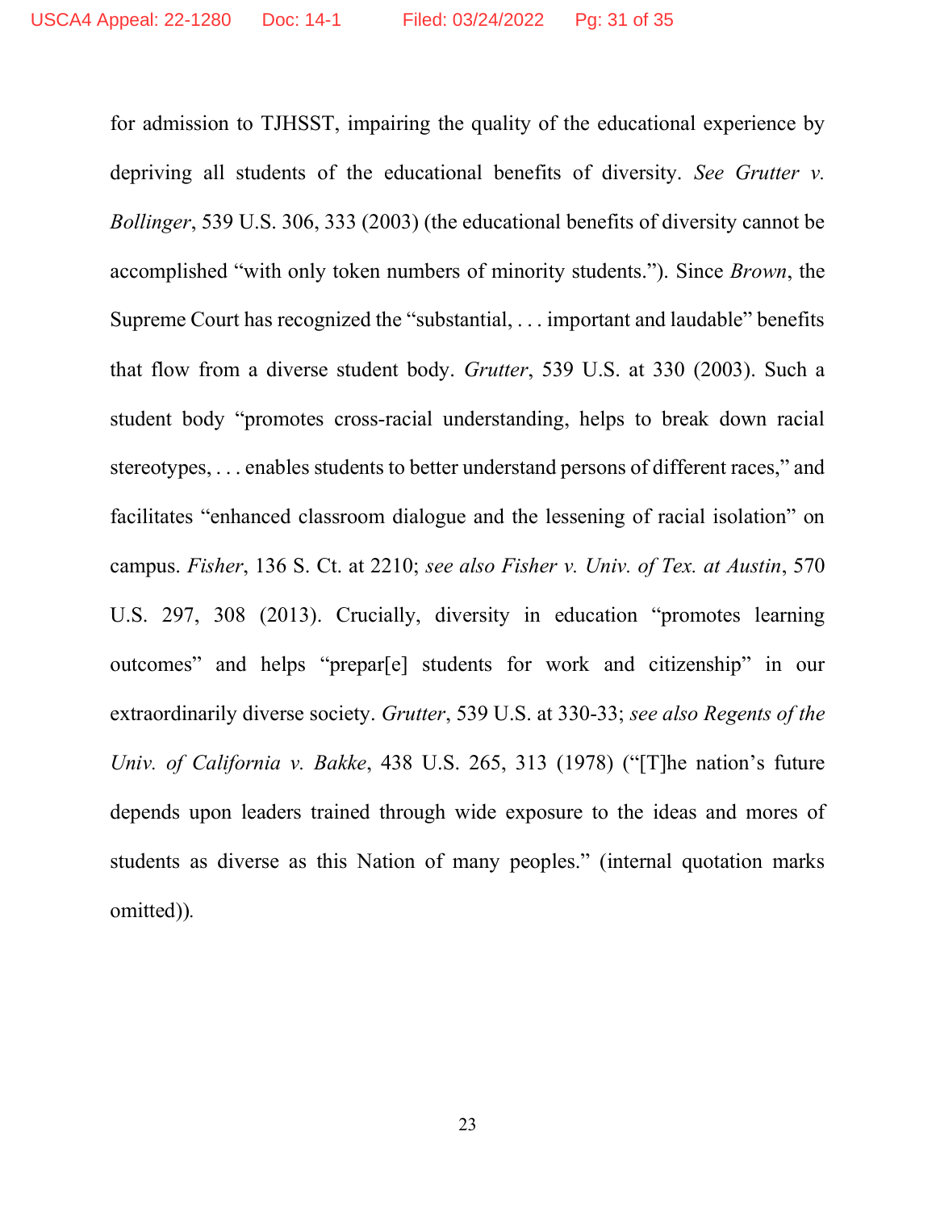for admission to TJHSST, impairing the quality of the educational experience by depriving all students of the educational benefits of diversity. *See Grutter v. Bollinger*, 539 U.S. 306, 333 (2003) (the educational benefits of diversity cannot be accomplished "with only token numbers of minority students."). Since *Brown*, the Supreme Court has recognized the "substantial, . . . important and laudable" benefits that flow from a diverse student body. *Grutter*, 539 U.S. at 330 (2003). Such a student body "promotes cross-racial understanding, helps to break down racial stereotypes, . . . enables students to better understand persons of different races," and facilitates "enhanced classroom dialogue and the lessening of racial isolation" on campus. *Fisher*, 136 S. Ct. at 2210; *see also Fisher v. Univ. of Tex. at Austin*, 570 U.S. 297, 308 (2013). Crucially, diversity in education "promotes learning outcomes" and helps "prepar[e] students for work and citizenship" in our extraordinarily diverse society. *Grutter*, 539 U.S. at 330-33; *see also Regents of the Univ. of California v. Bakke*, 438 U.S. 265, 313 (1978) ("[T]he nation's future depends upon leaders trained through wide exposure to the ideas and mores of students as diverse as this Nation of many peoples." (internal quotation marks omitted)).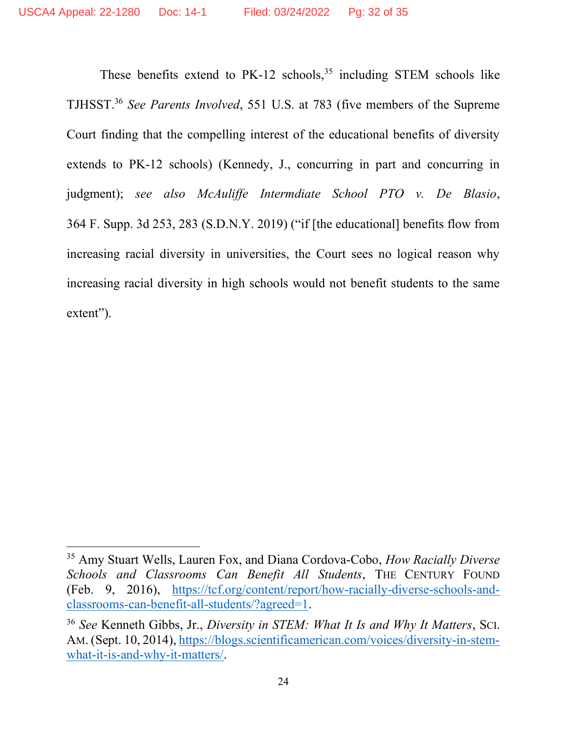These benefits extend to PK-12 schools,[35] including STEM schools like TJHSST.[36] *See Parents Involved*, 551 U.S. at 783 (five members of the Supreme Court finding that the compelling interest of the educational benefits of diversity extends to PK-12 schools) (Kennedy, J., concurring in part and concurring in judgment); *see also McAuliffe Intermdiate School PTO v. De Blasio*, 364 F. Supp. 3d 253, 283 (S.D.N.Y. 2019) ("if [the educational] benefits flow from increasing racial diversity in universities, the Court sees no logical reason why increasing racial diversity in high schools would not benefit students to the same extent").

---

[35] Amy Stuart Wells, Lauren Fox, and Diana Cordova-Cobo, *How Racially Diverse Schools and Classrooms Can Benefit All Students*, THE CENTURY FOUND (Feb. 9, 2016), https://tcf.org/content/report/how-racially-diverse-schools-and-classrooms-can-benefit-all-students/?agreed=1.

[36] *See* Kenneth Gibbs, Jr., *Diversity in STEM: What It Is and Why It Matters*, SCI. AM. (Sept. 10, 2014), https://blogs.scientificamerican.com/voices/diversity-in-stem-what-it-is-and-why-it-matters/.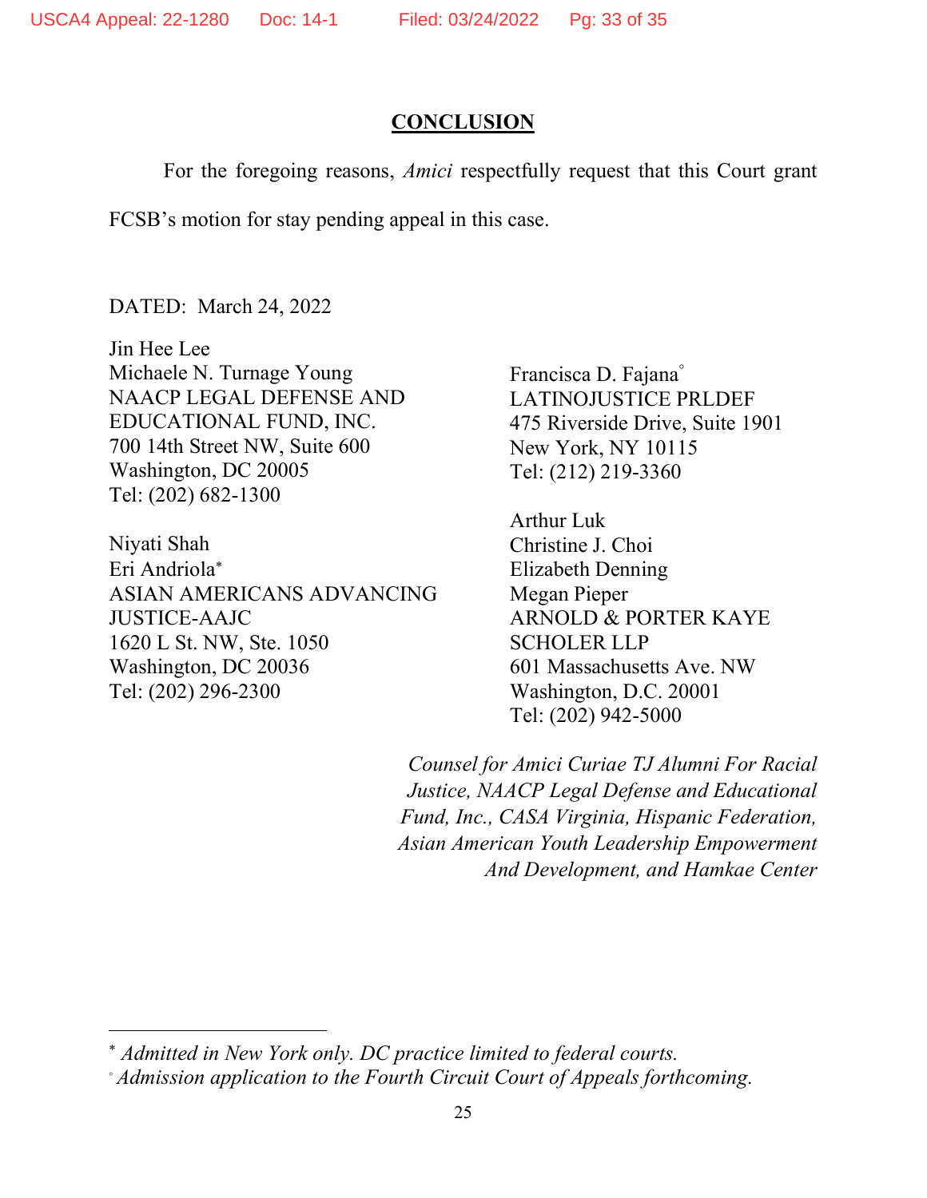## CONCLUSION

For the foregoing reasons, *Amici* respectfully request that this Court grant FCSB's motion for stay pending appeal in this case.

DATED: March 24, 2022

Jin Hee Lee
Michaele N. Turnage Young
NAACP LEGAL DEFENSE AND EDUCATIONAL FUND, INC.
700 14th Street NW, Suite 600
Washington, DC 20005
Tel: (202) 682-1300

Niyati Shah
Eri Andriola*
ASIAN AMERICANS ADVANCING JUSTICE-AAJC
1620 L St. NW, Ste. 1050
Washington, DC 20036
Tel: (202) 296-2300

Francisca D. Fajana°
LATINOJUSTICE PRLDEF
475 Riverside Drive, Suite 1901
New York, NY 10115
Tel: (212) 219-3360

Arthur Luk
Christine J. Choi
Elizabeth Denning
Megan Pieper
ARNOLD & PORTER KAYE SCHOLER LLP
601 Massachusetts Ave. NW
Washington, D.C. 20001
Tel: (202) 942-5000

*Counsel for Amici Curiae TJ Alumni For Racial Justice, NAACP Legal Defense and Educational Fund, Inc., CASA Virginia, Hispanic Federation, Asian American Youth Leadership Empowerment And Development, and Hamkae Center*

---

\* *Admitted in New York only. DC practice limited to federal courts.*

° *Admission application to the Fourth Circuit Court of Appeals forthcoming.*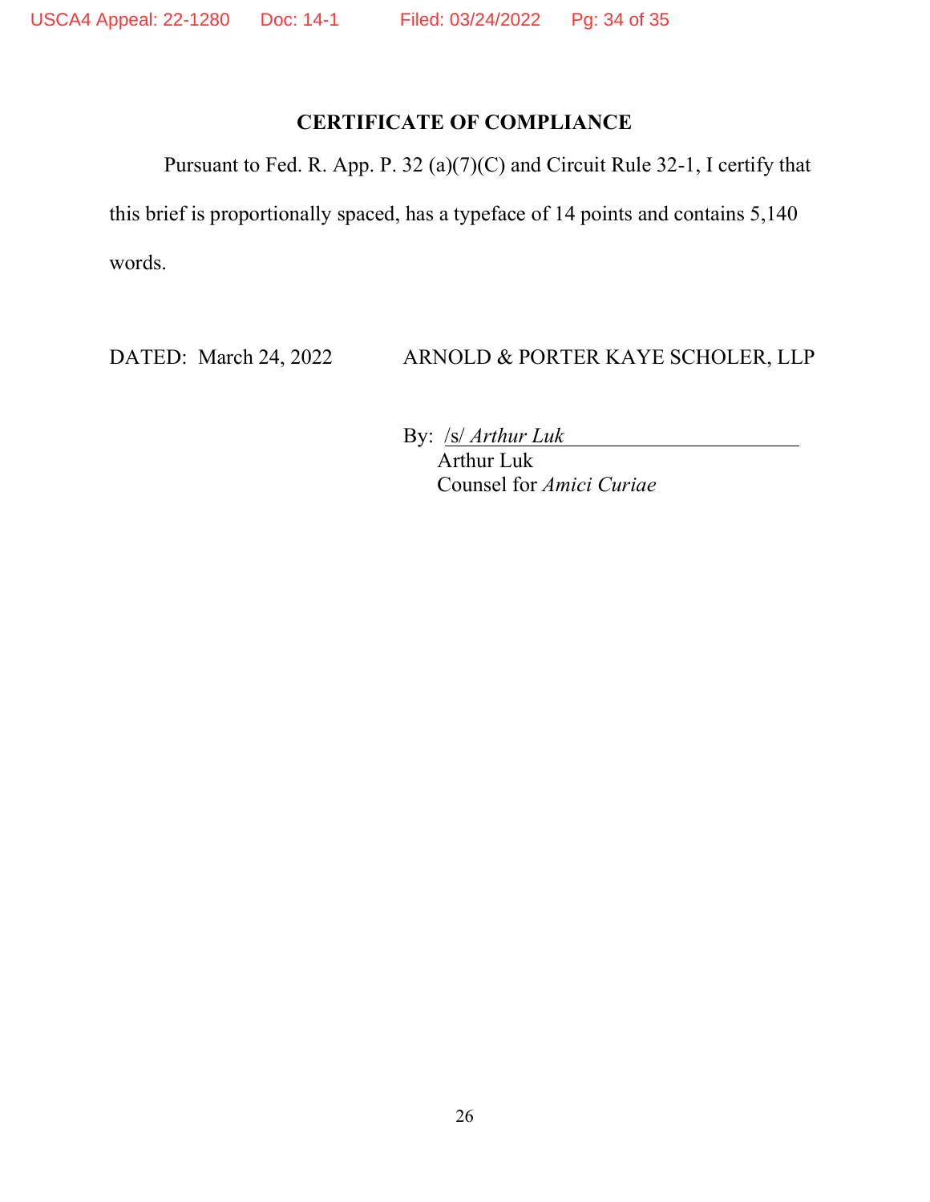## CERTIFICATE OF COMPLIANCE

Pursuant to Fed. R. App. P. 32 (a)(7)(C) and Circuit Rule 32-1, I certify that this brief is proportionally spaced, has a typeface of 14 points and contains 5,140 words.

DATED: March 24, 2022

ARNOLD & PORTER KAYE SCHOLER, LLP

By: /s/ *Arthur Luk*
Arthur Luk
Counsel for *Amici Curiae*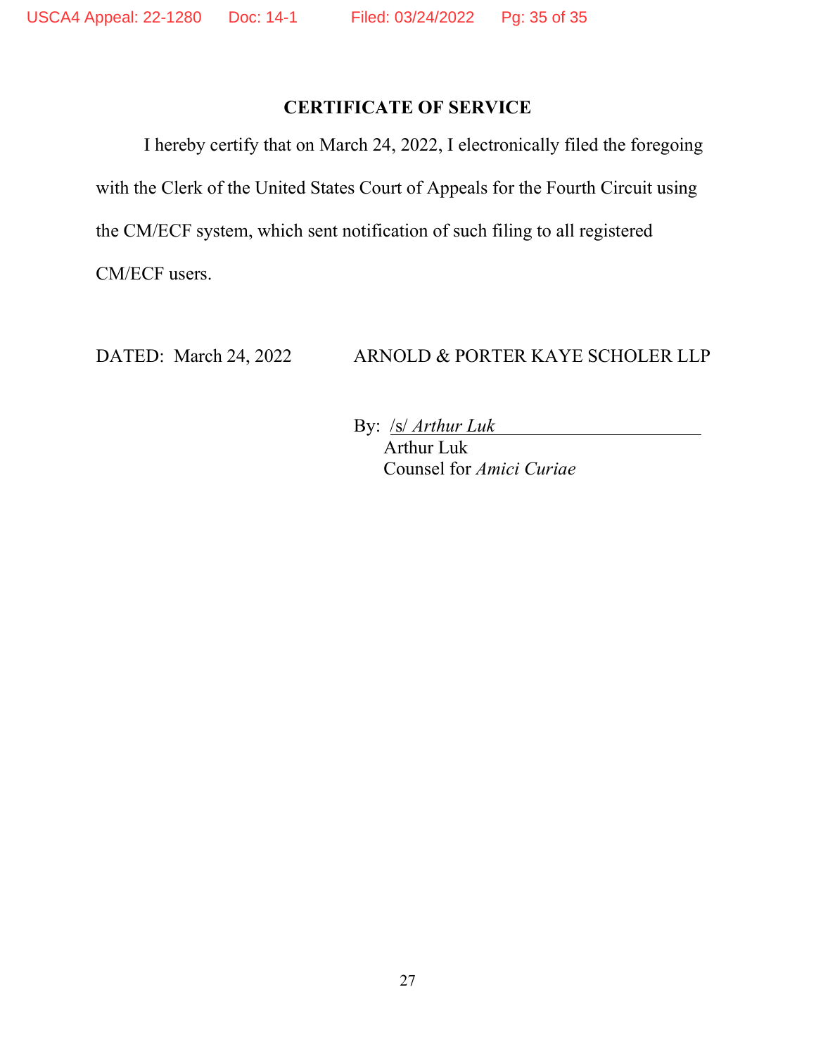## CERTIFICATE OF SERVICE

I hereby certify that on March 24, 2022, I electronically filed the foregoing with the Clerk of the United States Court of Appeals for the Fourth Circuit using the CM/ECF system, which sent notification of such filing to all registered CM/ECF users.

DATED: March 24, 2022

ARNOLD & PORTER KAYE SCHOLER LLP

By: /s/ *Arthur Luk*
Arthur Luk
Counsel for *Amici Curiae*